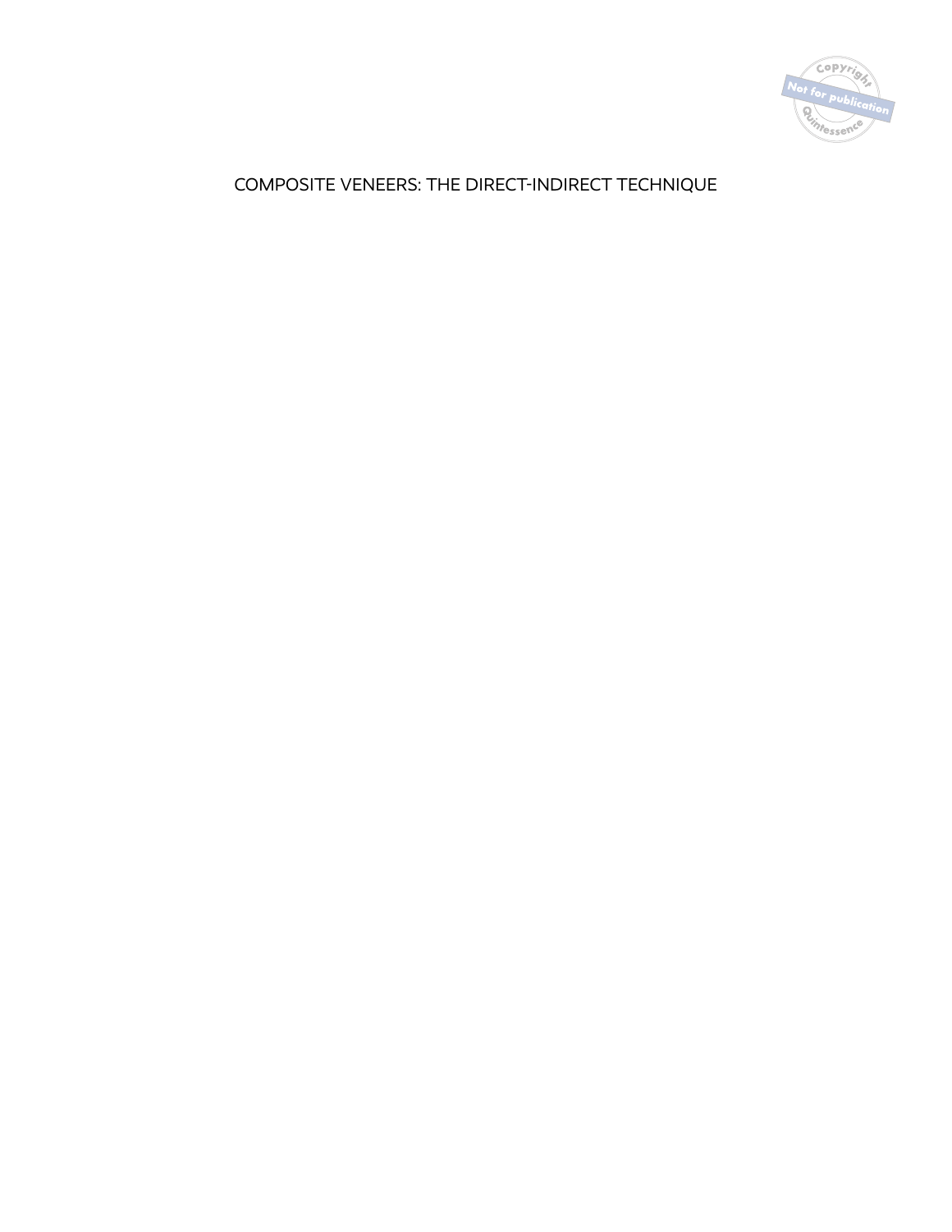# COMPOSITE VENEERS: THE DIRECT-INDIRECT TECHNIQUE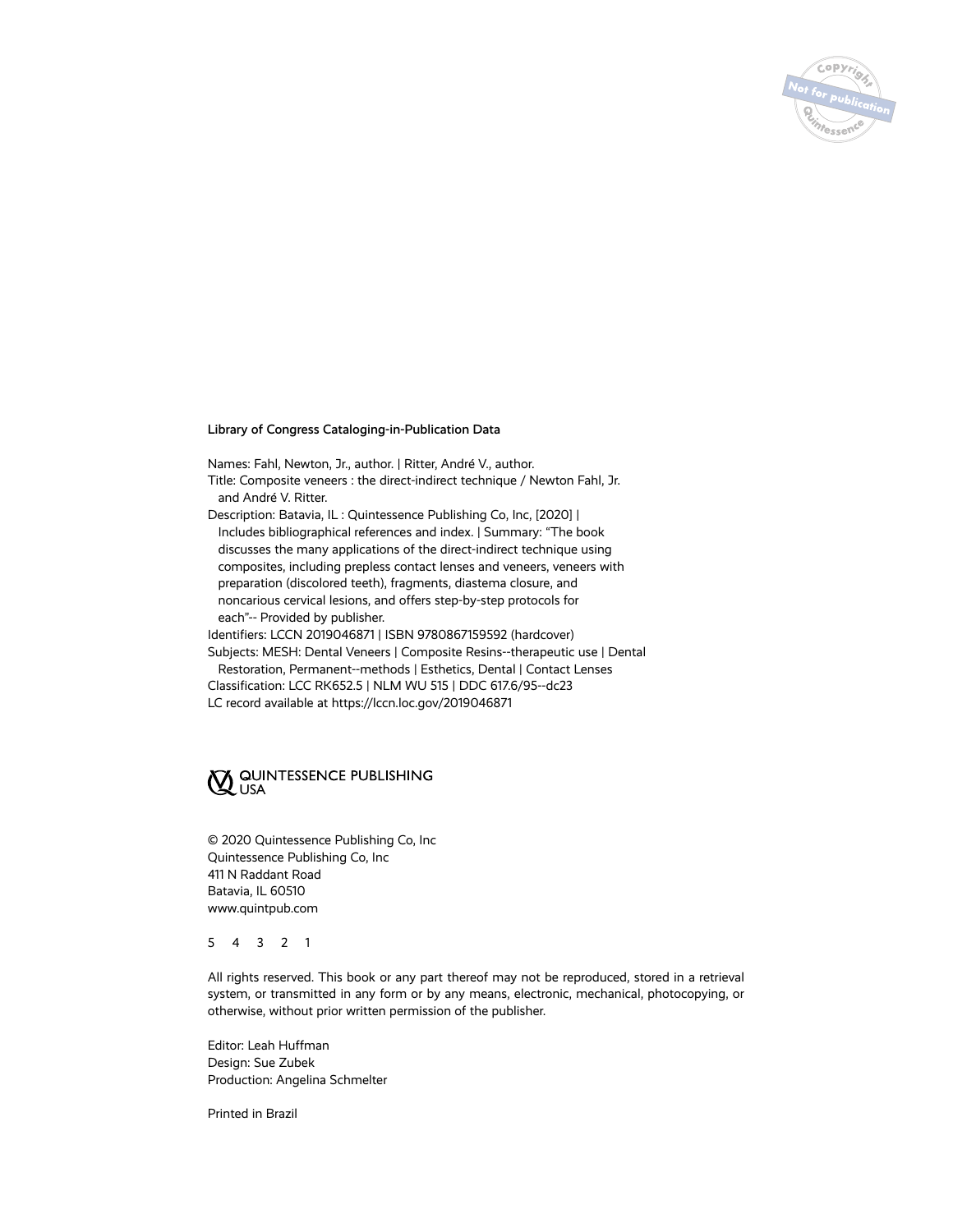**Library of Congress Cataloging-in-Publication Data**

Names: Fahl, Newton, Jr., author. | Ritter, André V., author.
Title: Composite veneers : the direct-indirect technique / Newton Fahl, Jr. and André V. Ritter.
Description: Batavia, IL : Quintessence Publishing Co, Inc, [2020] | Includes bibliographical references and index. | Summary: "The book discusses the many applications of the direct-indirect technique using composites, including prepless contact lenses and veneers, veneers with preparation (discolored teeth), fragments, diastema closure, and noncarious cervical lesions, and offers step-by-step protocols for each"-- Provided by publisher.
Identifiers: LCCN 2019046871 | ISBN 9780867159592 (hardcover)
Subjects: MESH: Dental Veneers | Composite Resins--therapeutic use | Dental Restoration, Permanent--methods | Esthetics, Dental | Contact Lenses
Classification: LCC RK652.5 | NLM WU 515 | DDC 617.6/95--dc23
LC record available at https://lccn.loc.gov/2019046871

QUINTESSENCE PUBLISHING USA

© 2020 Quintessence Publishing Co, Inc
Quintessence Publishing Co, Inc
411 N Raddant Road
Batavia, IL 60510
www.quintpub.com

5 4 3 2 1

All rights reserved. This book or any part thereof may not be reproduced, stored in a retrieval system, or transmitted in any form or by any means, electronic, mechanical, photocopying, or otherwise, without prior written permission of the publisher.

Editor: Leah Huffman
Design: Sue Zubek
Production: Angelina Schmelter

Printed in Brazil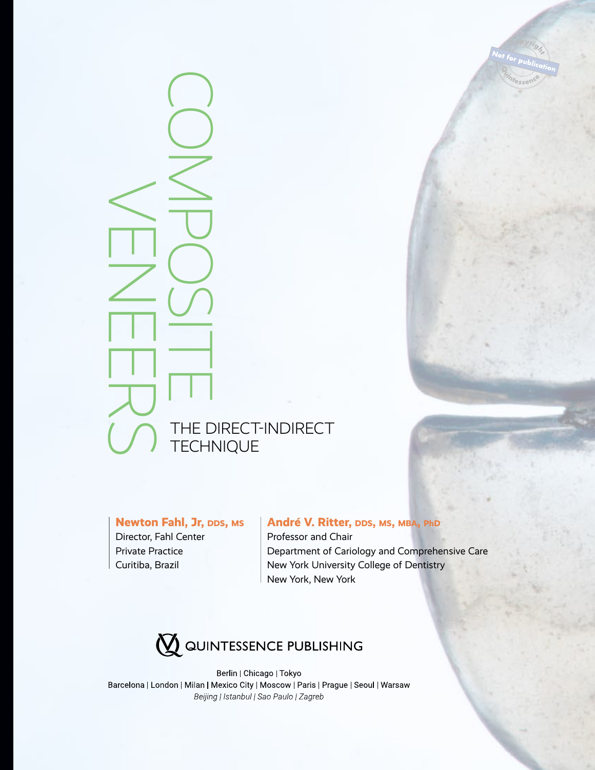# COMPOSITE VENEERS

## THE DIRECT-INDIRECT TECHNIQUE

**Newton Fahl, Jr, DDS, MS**
Director, Fahl Center
Private Practice
Curitiba, Brazil

**André V. Ritter, DDS, MS, MBA, PhD**
Professor and Chair
Department of Cariology and Comprehensive Care
New York University College of Dentistry
New York, New York

QUINTESSENCE PUBLISHING

Berlin | Chicago | Tokyo
Barcelona | London | Milan | Mexico City | Moscow | Paris | Prague | Seoul | Warsaw
*Beijing | Istanbul | Sao Paulo | Zagreb*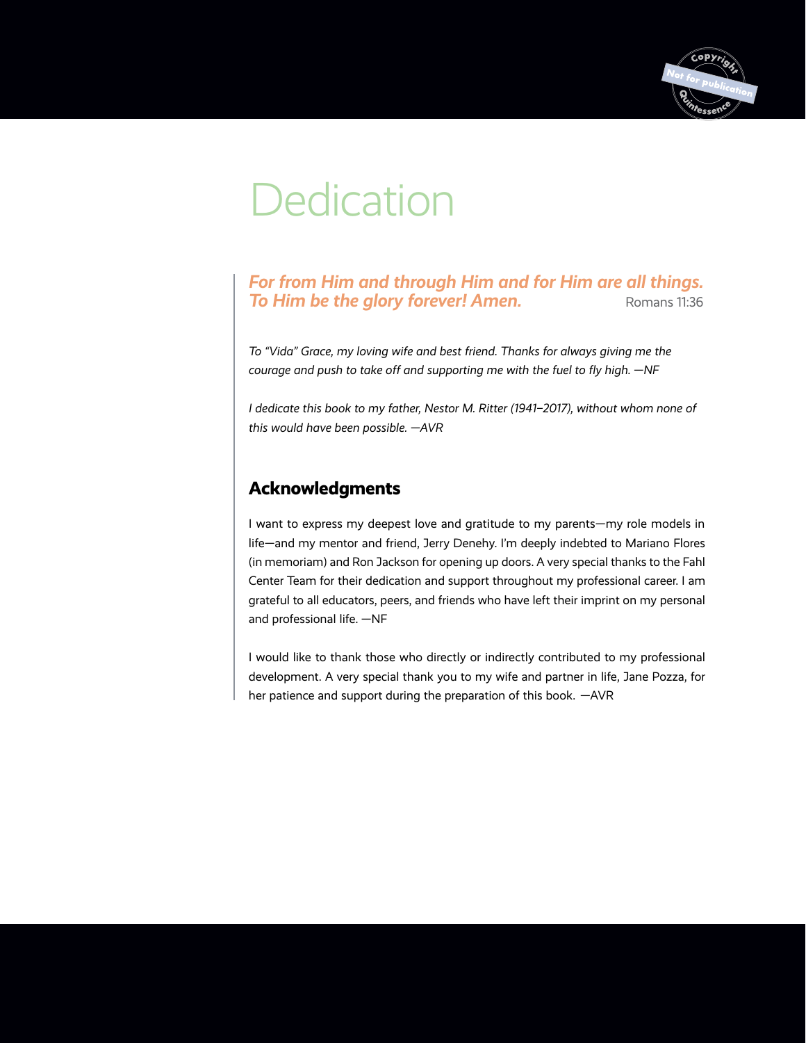# Dedication

***For from Him and through Him and for Him are all things. To Him be the glory forever! Amen.*** Romans 11:36

*To "Vida" Grace, my loving wife and best friend. Thanks for always giving me the courage and push to take off and supporting me with the fuel to fly high. —NF*

*I dedicate this book to my father, Nestor M. Ritter (1941–2017), without whom none of this would have been possible. —AVR*

## Acknowledgments

I want to express my deepest love and gratitude to my parents—my role models in life—and my mentor and friend, Jerry Denehy. I'm deeply indebted to Mariano Flores (in memoriam) and Ron Jackson for opening up doors. A very special thanks to the Fahl Center Team for their dedication and support throughout my professional career. I am grateful to all educators, peers, and friends who have left their imprint on my personal and professional life. —NF

I would like to thank those who directly or indirectly contributed to my professional development. A very special thank you to my wife and partner in life, Jane Pozza, for her patience and support during the preparation of this book. —AVR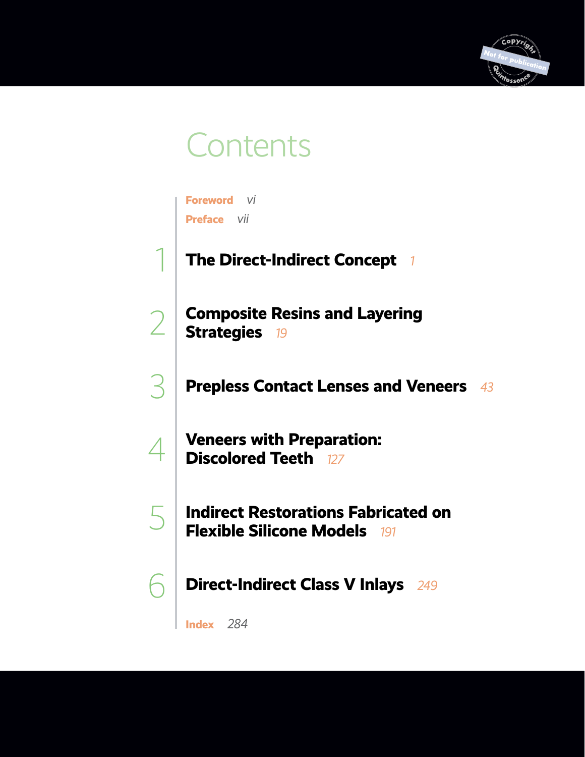# Contents

**Foreword** *vi*

**Preface** *vii*

1 **The Direct-Indirect Concept** *1*

2 **Composite Resins and Layering Strategies** *19*

3 **Prepless Contact Lenses and Veneers** *43*

4 **Veneers with Preparation: Discolored Teeth** *127*

5 **Indirect Restorations Fabricated on Flexible Silicone Models** *191*

6 **Direct-Indirect Class V Inlays** *249*

**Index** *284*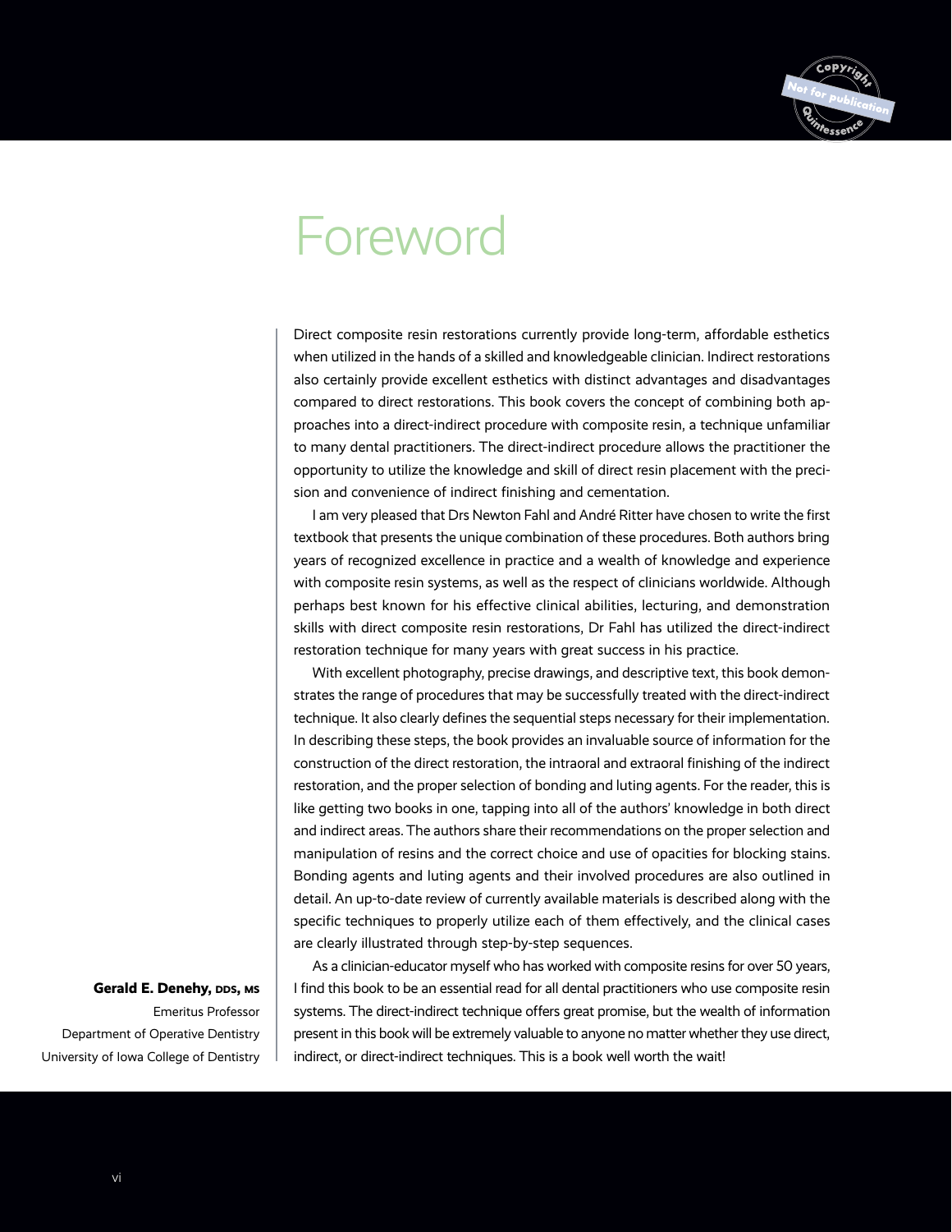# Foreword

Direct composite resin restorations currently provide long-term, affordable esthetics when utilized in the hands of a skilled and knowledgeable clinician. Indirect restorations also certainly provide excellent esthetics with distinct advantages and disadvantages compared to direct restorations. This book covers the concept of combining both approaches into a direct-indirect procedure with composite resin, a technique unfamiliar to many dental practitioners. The direct-indirect procedure allows the practitioner the opportunity to utilize the knowledge and skill of direct resin placement with the precision and convenience of indirect finishing and cementation.

I am very pleased that Drs Newton Fahl and André Ritter have chosen to write the first textbook that presents the unique combination of these procedures. Both authors bring years of recognized excellence in practice and a wealth of knowledge and experience with composite resin systems, as well as the respect of clinicians worldwide. Although perhaps best known for his effective clinical abilities, lecturing, and demonstration skills with direct composite resin restorations, Dr Fahl has utilized the direct-indirect restoration technique for many years with great success in his practice.

With excellent photography, precise drawings, and descriptive text, this book demonstrates the range of procedures that may be successfully treated with the direct-indirect technique. It also clearly defines the sequential steps necessary for their implementation. In describing these steps, the book provides an invaluable source of information for the construction of the direct restoration, the intraoral and extraoral finishing of the indirect restoration, and the proper selection of bonding and luting agents. For the reader, this is like getting two books in one, tapping into all of the authors' knowledge in both direct and indirect areas. The authors share their recommendations on the proper selection and manipulation of resins and the correct choice and use of opacities for blocking stains. Bonding agents and luting agents and their involved procedures are also outlined in detail. An up-to-date review of currently available materials is described along with the specific techniques to properly utilize each of them effectively, and the clinical cases are clearly illustrated through step-by-step sequences.

As a clinician-educator myself who has worked with composite resins for over 50 years, I find this book to be an essential read for all dental practitioners who use composite resin systems. The direct-indirect technique offers great promise, but the wealth of information present in this book will be extremely valuable to anyone no matter whether they use direct, indirect, or direct-indirect techniques. This is a book well worth the wait!

**Gerald E. Denehy, DDS, MS**
Emeritus Professor
Department of Operative Dentistry
University of Iowa College of Dentistry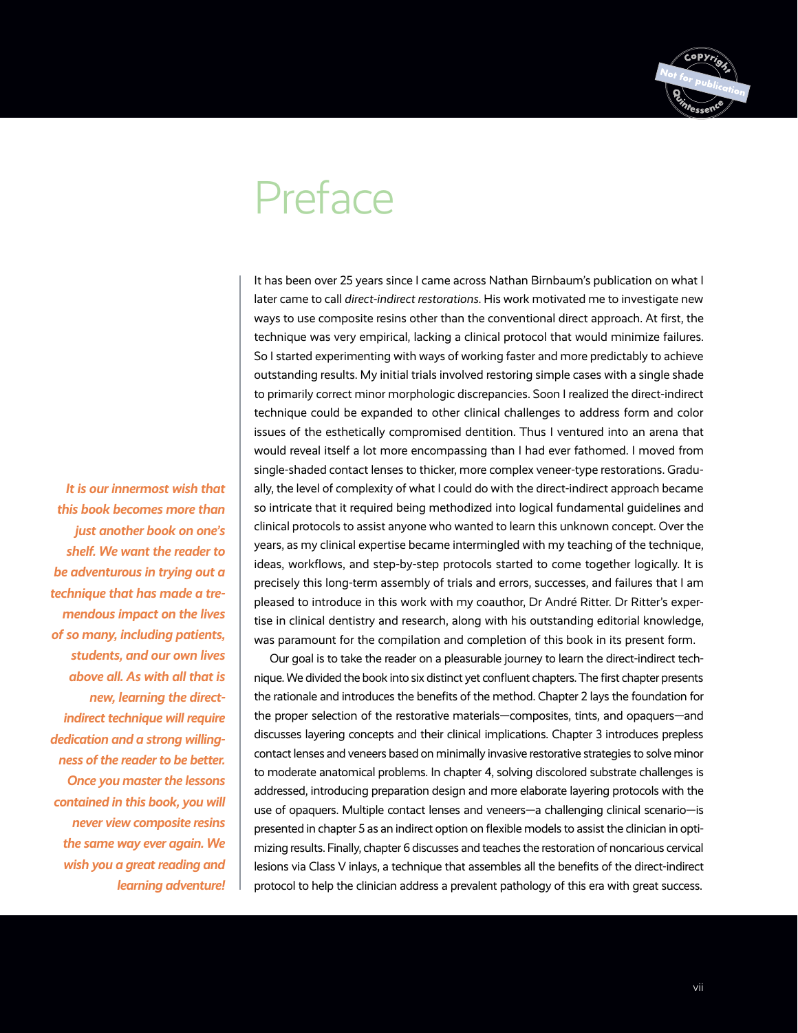# Preface

*It is our innermost wish that this book becomes more than just another book on one's shelf. We want the reader to be adventurous in trying out a technique that has made a tremendous impact on the lives of so many, including patients, students, and our own lives above all. As with all that is new, learning the direct-indirect technique will require dedication and a strong willingness of the reader to be better. Once you master the lessons contained in this book, you will never view composite resins the same way ever again. We wish you a great reading and learning adventure!*

It has been over 25 years since I came across Nathan Birnbaum's publication on what I later came to call *direct-indirect restorations*. His work motivated me to investigate new ways to use composite resins other than the conventional direct approach. At first, the technique was very empirical, lacking a clinical protocol that would minimize failures. So I started experimenting with ways of working faster and more predictably to achieve outstanding results. My initial trials involved restoring simple cases with a single shade to primarily correct minor morphologic discrepancies. Soon I realized the direct-indirect technique could be expanded to other clinical challenges to address form and color issues of the esthetically compromised dentition. Thus I ventured into an arena that would reveal itself a lot more encompassing than I had ever fathomed. I moved from single-shaded contact lenses to thicker, more complex veneer-type restorations. Gradually, the level of complexity of what I could do with the direct-indirect approach became so intricate that it required being methodized into logical fundamental guidelines and clinical protocols to assist anyone who wanted to learn this unknown concept. Over the years, as my clinical expertise became intermingled with my teaching of the technique, ideas, workflows, and step-by-step protocols started to come together logically. It is precisely this long-term assembly of trials and errors, successes, and failures that I am pleased to introduce in this work with my coauthor, Dr André Ritter. Dr Ritter's expertise in clinical dentistry and research, along with his outstanding editorial knowledge, was paramount for the compilation and completion of this book in its present form.

Our goal is to take the reader on a pleasurable journey to learn the direct-indirect technique. We divided the book into six distinct yet confluent chapters. The first chapter presents the rationale and introduces the benefits of the method. Chapter 2 lays the foundation for the proper selection of the restorative materials—composites, tints, and opaquers—and discusses layering concepts and their clinical implications. Chapter 3 introduces prepless contact lenses and veneers based on minimally invasive restorative strategies to solve minor to moderate anatomical problems. In chapter 4, solving discolored substrate challenges is addressed, introducing preparation design and more elaborate layering protocols with the use of opaquers. Multiple contact lenses and veneers—a challenging clinical scenario—is presented in chapter 5 as an indirect option on flexible models to assist the clinician in optimizing results. Finally, chapter 6 discusses and teaches the restoration of noncarious cervical lesions via Class V inlays, a technique that assembles all the benefits of the direct-indirect protocol to help the clinician address a prevalent pathology of this era with great success.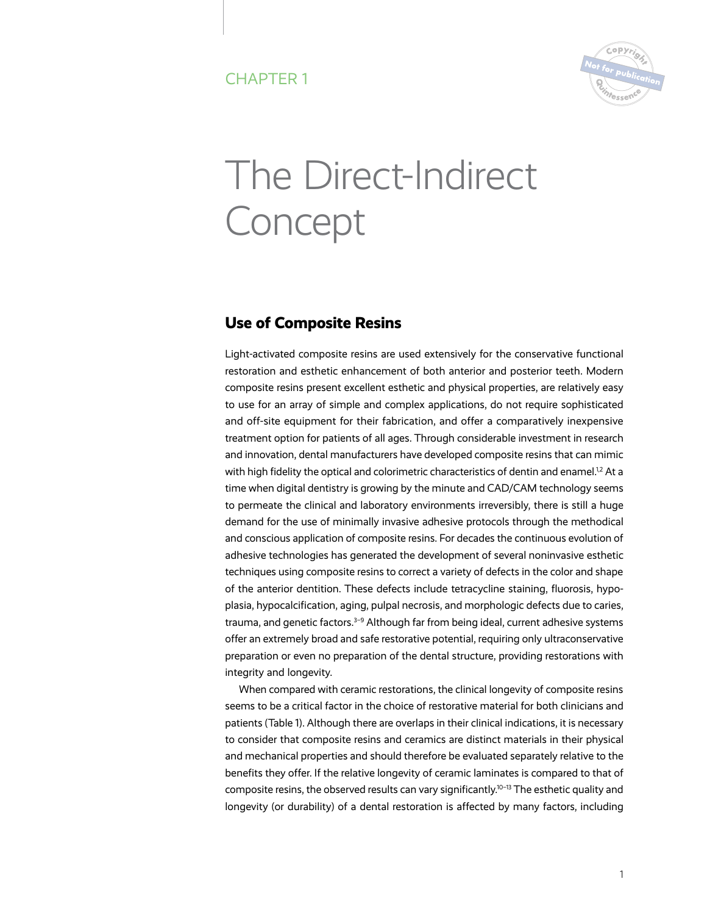CHAPTER 1

# The Direct-Indirect Concept

## Use of Composite Resins

Light-activated composite resins are used extensively for the conservative functional restoration and esthetic enhancement of both anterior and posterior teeth. Modern composite resins present excellent esthetic and physical properties, are relatively easy to use for an array of simple and complex applications, do not require sophisticated and off-site equipment for their fabrication, and offer a comparatively inexpensive treatment option for patients of all ages. Through considerable investment in research and innovation, dental manufacturers have developed composite resins that can mimic with high fidelity the optical and colorimetric characteristics of dentin and enamel.[1,2] At a time when digital dentistry is growing by the minute and CAD/CAM technology seems to permeate the clinical and laboratory environments irreversibly, there is still a huge demand for the use of minimally invasive adhesive protocols through the methodical and conscious application of composite resins. For decades the continuous evolution of adhesive technologies has generated the development of several noninvasive esthetic techniques using composite resins to correct a variety of defects in the color and shape of the anterior dentition. These defects include tetracycline staining, fluorosis, hypoplasia, hypocalcification, aging, pulpal necrosis, and morphologic defects due to caries, trauma, and genetic factors.[3–9] Although far from being ideal, current adhesive systems offer an extremely broad and safe restorative potential, requiring only ultraconservative preparation or even no preparation of the dental structure, providing restorations with integrity and longevity.

When compared with ceramic restorations, the clinical longevity of composite resins seems to be a critical factor in the choice of restorative material for both clinicians and patients (Table 1). Although there are overlaps in their clinical indications, it is necessary to consider that composite resins and ceramics are distinct materials in their physical and mechanical properties and should therefore be evaluated separately relative to the benefits they offer. If the relative longevity of ceramic laminates is compared to that of composite resins, the observed results can vary significantly.[10–13] The esthetic quality and longevity (or durability) of a dental restoration is affected by many factors, including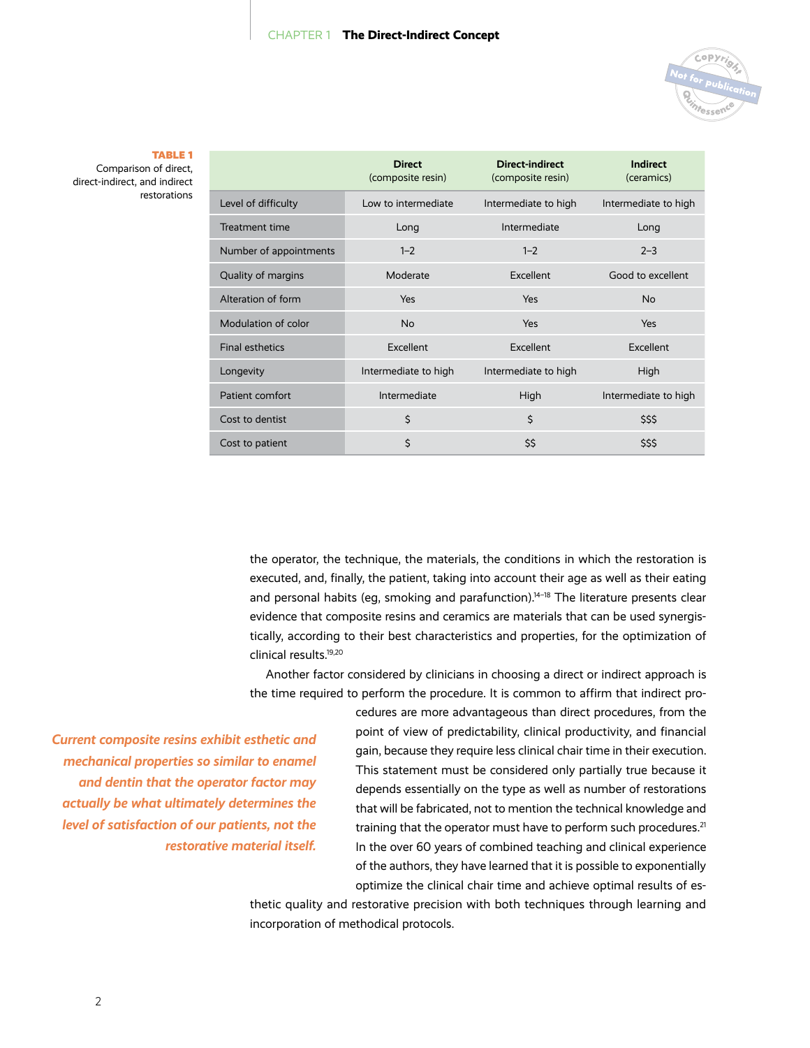**TABLE 1** Comparison of direct, direct-indirect, and indirect restorations

| | **Direct** (composite resin) | **Direct-indirect** (composite resin) | **Indirect** (ceramics) |
|---|---|---|---|
| Level of difficulty | Low to intermediate | Intermediate to high | Intermediate to high |
| Treatment time | Long | Intermediate | Long |
| Number of appointments | 1–2 | 1–2 | 2–3 |
| Quality of margins | Moderate | Excellent | Good to excellent |
| Alteration of form | Yes | Yes | No |
| Modulation of color | No | Yes | Yes |
| Final esthetics | Excellent | Excellent | Excellent |
| Longevity | Intermediate to high | Intermediate to high | High |
| Patient comfort | Intermediate | High | Intermediate to high |
| Cost to dentist | $ | $ | $$$ |
| Cost to patient | $ | $$ | $$$ |

the operator, the technique, the materials, the conditions in which the restoration is executed, and, finally, the patient, taking into account their age as well as their eating and personal habits (eg, smoking and parafunction).[14–18] The literature presents clear evidence that composite resins and ceramics are materials that can be used synergistically, according to their best characteristics and properties, for the optimization of clinical results.[19,20]

Another factor considered by clinicians in choosing a direct or indirect approach is the time required to perform the procedure. It is common to affirm that indirect procedures are more advantageous than direct procedures, from the point of view of predictability, clinical productivity, and financial gain, because they require less clinical chair time in their execution. This statement must be considered only partially true because it depends essentially on the type as well as number of restorations that will be fabricated, not to mention the technical knowledge and training that the operator must have to perform such procedures.[21] In the over 60 years of combined teaching and clinical experience of the authors, they have learned that it is possible to exponentially optimize the clinical chair time and achieve optimal results of esthetic quality and restorative precision with both techniques through learning and incorporation of methodical protocols.

***Current composite resins exhibit esthetic and mechanical properties so similar to enamel and dentin that the operator factor may actually be what ultimately determines the level of satisfaction of our patients, not the restorative material itself.***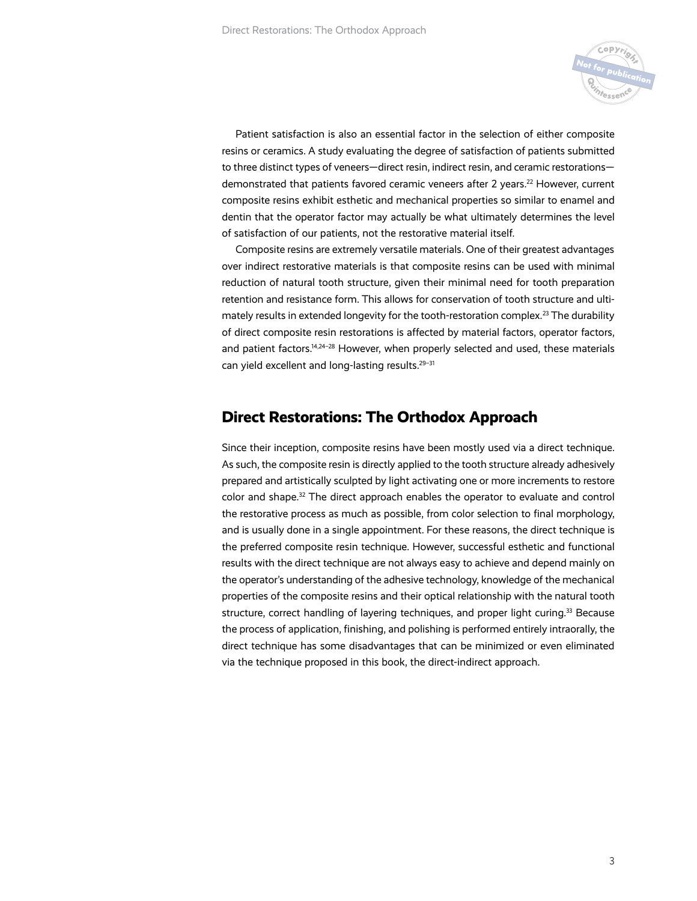Patient satisfaction is also an essential factor in the selection of either composite resins or ceramics. A study evaluating the degree of satisfaction of patients submitted to three distinct types of veneers—direct resin, indirect resin, and ceramic restorations—demonstrated that patients favored ceramic veneers after 2 years.[22] However, current composite resins exhibit esthetic and mechanical properties so similar to enamel and dentin that the operator factor may actually be what ultimately determines the level of satisfaction of our patients, not the restorative material itself.

Composite resins are extremely versatile materials. One of their greatest advantages over indirect restorative materials is that composite resins can be used with minimal reduction of natural tooth structure, given their minimal need for tooth preparation retention and resistance form. This allows for conservation of tooth structure and ultimately results in extended longevity for the tooth-restoration complex.[23] The durability of direct composite resin restorations is affected by material factors, operator factors, and patient factors.[14,24–28] However, when properly selected and used, these materials can yield excellent and long-lasting results.[29–31]

## Direct Restorations: The Orthodox Approach

Since their inception, composite resins have been mostly used via a direct technique. As such, the composite resin is directly applied to the tooth structure already adhesively prepared and artistically sculpted by light activating one or more increments to restore color and shape.[32] The direct approach enables the operator to evaluate and control the restorative process as much as possible, from color selection to final morphology, and is usually done in a single appointment. For these reasons, the direct technique is the preferred composite resin technique. However, successful esthetic and functional results with the direct technique are not always easy to achieve and depend mainly on the operator's understanding of the adhesive technology, knowledge of the mechanical properties of the composite resins and their optical relationship with the natural tooth structure, correct handling of layering techniques, and proper light curing.[33] Because the process of application, finishing, and polishing is performed entirely intraorally, the direct technique has some disadvantages that can be minimized or even eliminated via the technique proposed in this book, the direct-indirect approach.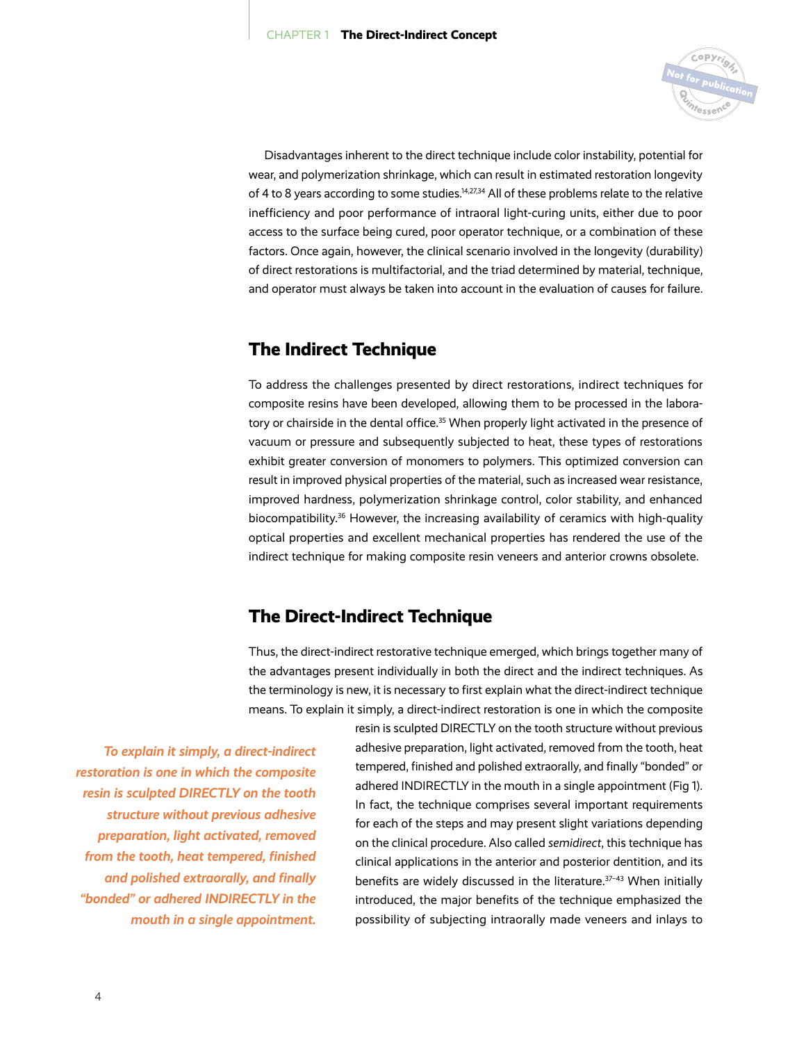Disadvantages inherent to the direct technique include color instability, potential for wear, and polymerization shrinkage, which can result in estimated restoration longevity of 4 to 8 years according to some studies.[14,27,34] All of these problems relate to the relative inefficiency and poor performance of intraoral light-curing units, either due to poor access to the surface being cured, poor operator technique, or a combination of these factors. Once again, however, the clinical scenario involved in the longevity (durability) of direct restorations is multifactorial, and the triad determined by material, technique, and operator must always be taken into account in the evaluation of causes for failure.

## The Indirect Technique

To address the challenges presented by direct restorations, indirect techniques for composite resins have been developed, allowing them to be processed in the laboratory or chairside in the dental office.[35] When properly light activated in the presence of vacuum or pressure and subsequently subjected to heat, these types of restorations exhibit greater conversion of monomers to polymers. This optimized conversion can result in improved physical properties of the material, such as increased wear resistance, improved hardness, polymerization shrinkage control, color stability, and enhanced biocompatibility.[36] However, the increasing availability of ceramics with high-quality optical properties and excellent mechanical properties has rendered the use of the indirect technique for making composite resin veneers and anterior crowns obsolete.

## The Direct-Indirect Technique

Thus, the direct-indirect restorative technique emerged, which brings together many of the advantages present individually in both the direct and the indirect techniques. As the terminology is new, it is necessary to first explain what the direct-indirect technique means. To explain it simply, a direct-indirect restoration is one in which the composite resin is sculpted DIRECTLY on the tooth structure without previous adhesive preparation, light activated, removed from the tooth, heat tempered, finished and polished extraorally, and finally "bonded" or adhered INDIRECTLY in the mouth in a single appointment (Fig 1). In fact, the technique comprises several important requirements for each of the steps and may present slight variations depending on the clinical procedure. Also called *semidirect*, this technique has clinical applications in the anterior and posterior dentition, and its benefits are widely discussed in the literature.[37–43] When initially introduced, the major benefits of the technique emphasized the possibility of subjecting intraorally made veneers and inlays to

> ***To explain it simply, a direct-indirect restoration is one in which the composite resin is sculpted DIRECTLY on the tooth structure without previous adhesive preparation, light activated, removed from the tooth, heat tempered, finished and polished extraorally, and finally "bonded" or adhered INDIRECTLY in the mouth in a single appointment.***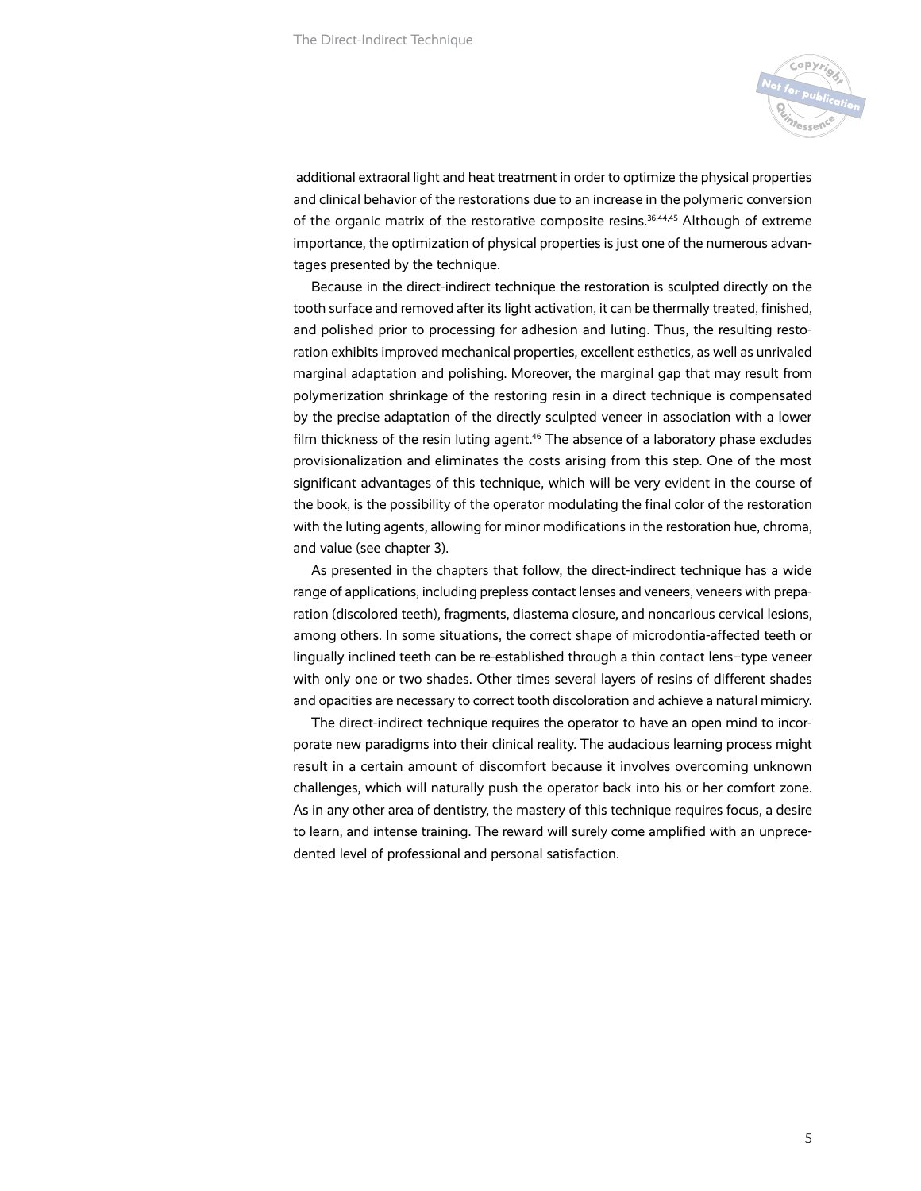additional extraoral light and heat treatment in order to optimize the physical properties and clinical behavior of the restorations due to an increase in the polymeric conversion of the organic matrix of the restorative composite resins.[36,44,45] Although of extreme importance, the optimization of physical properties is just one of the numerous advantages presented by the technique.

Because in the direct-indirect technique the restoration is sculpted directly on the tooth surface and removed after its light activation, it can be thermally treated, finished, and polished prior to processing for adhesion and luting. Thus, the resulting restoration exhibits improved mechanical properties, excellent esthetics, as well as unrivaled marginal adaptation and polishing. Moreover, the marginal gap that may result from polymerization shrinkage of the restoring resin in a direct technique is compensated by the precise adaptation of the directly sculpted veneer in association with a lower film thickness of the resin luting agent.[46] The absence of a laboratory phase excludes provisionalization and eliminates the costs arising from this step. One of the most significant advantages of this technique, which will be very evident in the course of the book, is the possibility of the operator modulating the final color of the restoration with the luting agents, allowing for minor modifications in the restoration hue, chroma, and value (see chapter 3).

As presented in the chapters that follow, the direct-indirect technique has a wide range of applications, including prepless contact lenses and veneers, veneers with preparation (discolored teeth), fragments, diastema closure, and noncarious cervical lesions, among others. In some situations, the correct shape of microdontia-affected teeth or lingually inclined teeth can be re-established through a thin contact lens–type veneer with only one or two shades. Other times several layers of resins of different shades and opacities are necessary to correct tooth discoloration and achieve a natural mimicry.

The direct-indirect technique requires the operator to have an open mind to incorporate new paradigms into their clinical reality. The audacious learning process might result in a certain amount of discomfort because it involves overcoming unknown challenges, which will naturally push the operator back into his or her comfort zone. As in any other area of dentistry, the mastery of this technique requires focus, a desire to learn, and intense training. The reward will surely come amplified with an unprecedented level of professional and personal satisfaction.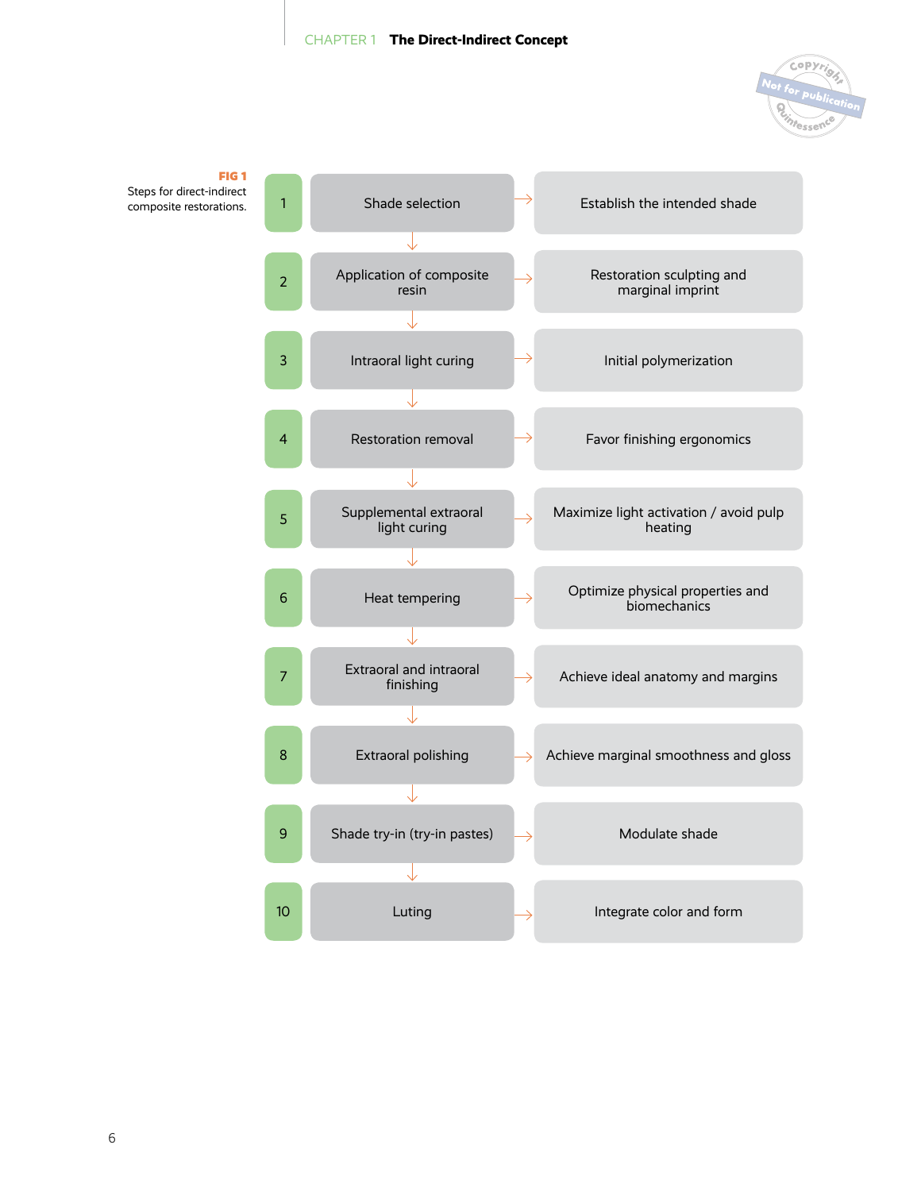**FIG 1**
Steps for direct-indirect composite restorations.

| Step | Procedure | Purpose |
| --- | --- | --- |
| 1 | Shade selection | Establish the intended shade |
| 2 | Application of composite resin | Restoration sculpting and marginal imprint |
| 3 | Intraoral light curing | Initial polymerization |
| 4 | Restoration removal | Favor finishing ergonomics |
| 5 | Supplemental extraoral light curing | Maximize light activation / avoid pulp heating |
| 6 | Heat tempering | Optimize physical properties and biomechanics |
| 7 | Extraoral and intraoral finishing | Achieve ideal anatomy and margins |
| 8 | Extraoral polishing | Achieve marginal smoothness and gloss |
| 9 | Shade try-in (try-in pastes) | Modulate shade |
| 10 | Luting | Integrate color and form |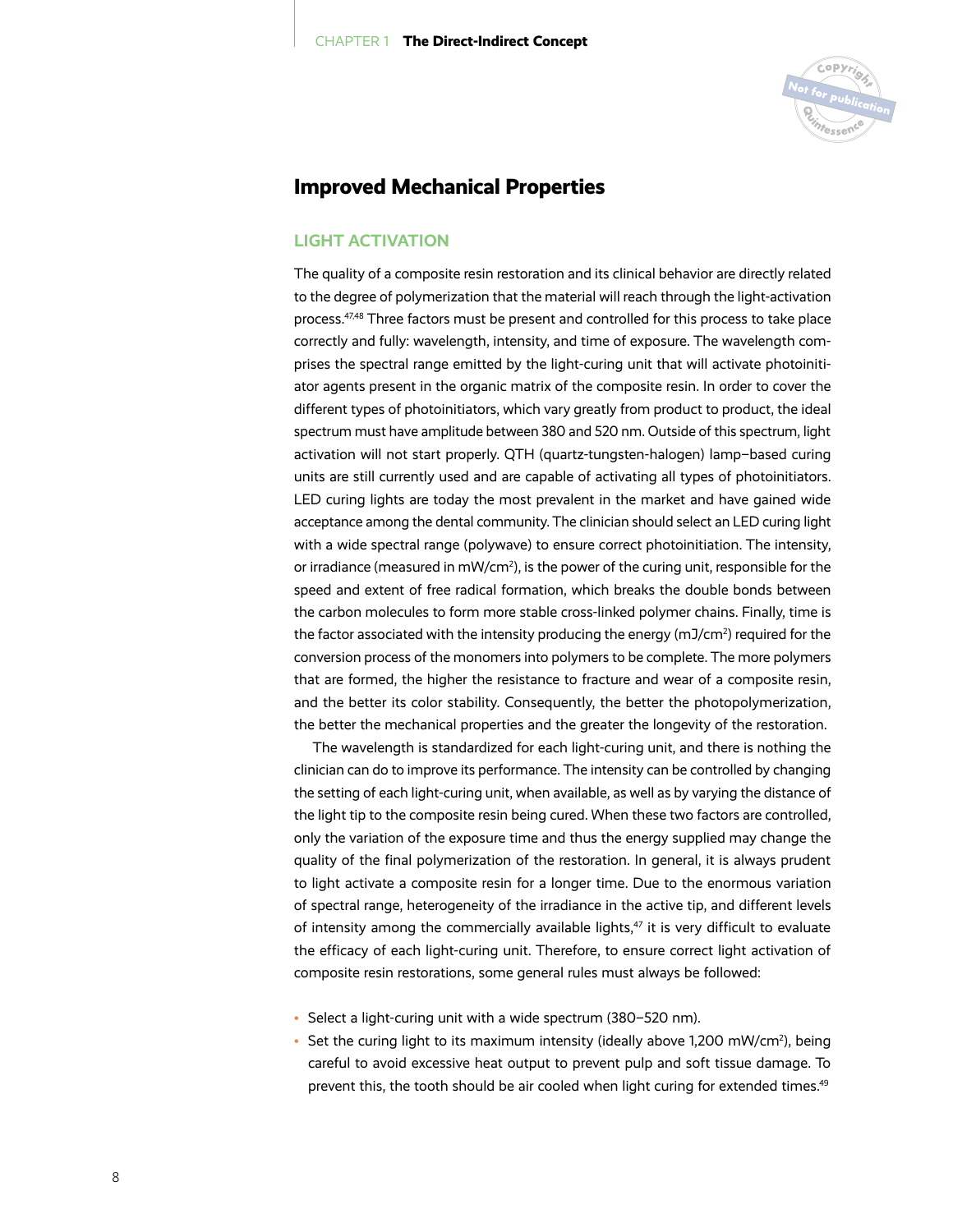## Improved Mechanical Properties

### LIGHT ACTIVATION

The quality of a composite resin restoration and its clinical behavior are directly related to the degree of polymerization that the material will reach through the light-activation process.[47,48] Three factors must be present and controlled for this process to take place correctly and fully: wavelength, intensity, and time of exposure. The wavelength comprises the spectral range emitted by the light-curing unit that will activate photoinitiator agents present in the organic matrix of the composite resin. In order to cover the different types of photoinitiators, which vary greatly from product to product, the ideal spectrum must have amplitude between 380 and 520 nm. Outside of this spectrum, light activation will not start properly. QTH (quartz-tungsten-halogen) lamp–based curing units are still currently used and are capable of activating all types of photoinitiators. LED curing lights are today the most prevalent in the market and have gained wide acceptance among the dental community. The clinician should select an LED curing light with a wide spectral range (polywave) to ensure correct photoinitiation. The intensity, or irradiance (measured in mW/cm$^2$), is the power of the curing unit, responsible for the speed and extent of free radical formation, which breaks the double bonds between the carbon molecules to form more stable cross-linked polymer chains. Finally, time is the factor associated with the intensity producing the energy (mJ/cm$^2$) required for the conversion process of the monomers into polymers to be complete. The more polymers that are formed, the higher the resistance to fracture and wear of a composite resin, and the better its color stability. Consequently, the better the photopolymerization, the better the mechanical properties and the greater the longevity of the restoration.

The wavelength is standardized for each light-curing unit, and there is nothing the clinician can do to improve its performance. The intensity can be controlled by changing the setting of each light-curing unit, when available, as well as by varying the distance of the light tip to the composite resin being cured. When these two factors are controlled, only the variation of the exposure time and thus the energy supplied may change the quality of the final polymerization of the restoration. In general, it is always prudent to light activate a composite resin for a longer time. Due to the enormous variation of spectral range, heterogeneity of the irradiance in the active tip, and different levels of intensity among the commercially available lights,[47] it is very difficult to evaluate the efficacy of each light-curing unit. Therefore, to ensure correct light activation of composite resin restorations, some general rules must always be followed:

- Select a light-curing unit with a wide spectrum (380–520 nm).
- Set the curing light to its maximum intensity (ideally above 1,200 mW/cm$^2$), being careful to avoid excessive heat output to prevent pulp and soft tissue damage. To prevent this, the tooth should be air cooled when light curing for extended times.[49]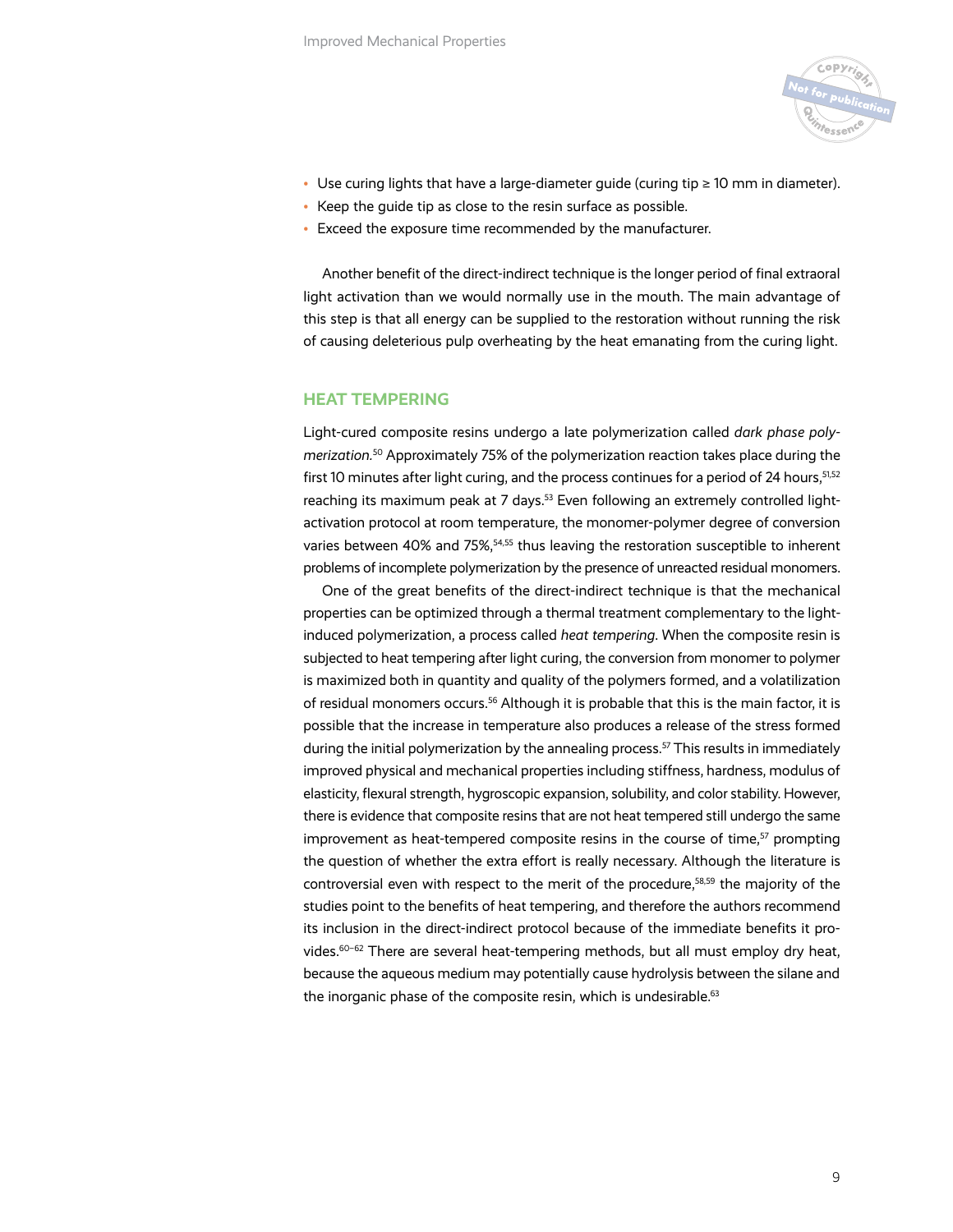- Use curing lights that have a large-diameter guide (curing tip ≥ 10 mm in diameter).
- Keep the guide tip as close to the resin surface as possible.
- Exceed the exposure time recommended by the manufacturer.

Another benefit of the direct-indirect technique is the longer period of final extraoral light activation than we would normally use in the mouth. The main advantage of this step is that all energy can be supplied to the restoration without running the risk of causing deleterious pulp overheating by the heat emanating from the curing light.

## HEAT TEMPERING

Light-cured composite resins undergo a late polymerization called *dark phase polymerization*.[50] Approximately 75% of the polymerization reaction takes place during the first 10 minutes after light curing, and the process continues for a period of 24 hours,[51,52] reaching its maximum peak at 7 days.[53] Even following an extremely controlled light-activation protocol at room temperature, the monomer-polymer degree of conversion varies between 40% and 75%,[54,55] thus leaving the restoration susceptible to inherent problems of incomplete polymerization by the presence of unreacted residual monomers.

One of the great benefits of the direct-indirect technique is that the mechanical properties can be optimized through a thermal treatment complementary to the light-induced polymerization, a process called *heat tempering*. When the composite resin is subjected to heat tempering after light curing, the conversion from monomer to polymer is maximized both in quantity and quality of the polymers formed, and a volatilization of residual monomers occurs.[56] Although it is probable that this is the main factor, it is possible that the increase in temperature also produces a release of the stress formed during the initial polymerization by the annealing process.[57] This results in immediately improved physical and mechanical properties including stiffness, hardness, modulus of elasticity, flexural strength, hygroscopic expansion, solubility, and color stability. However, there is evidence that composite resins that are not heat tempered still undergo the same improvement as heat-tempered composite resins in the course of time,[57] prompting the question of whether the extra effort is really necessary. Although the literature is controversial even with respect to the merit of the procedure,[58,59] the majority of the studies point to the benefits of heat tempering, and therefore the authors recommend its inclusion in the direct-indirect protocol because of the immediate benefits it provides.[60–62] There are several heat-tempering methods, but all must employ dry heat, because the aqueous medium may potentially cause hydrolysis between the silane and the inorganic phase of the composite resin, which is undesirable.[63]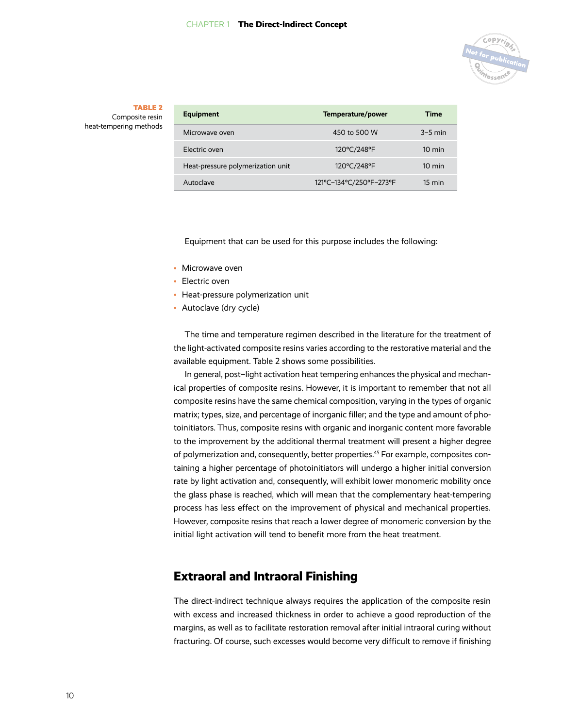**TABLE 2** Composite resin heat-tempering methods

| Equipment | Temperature/power | Time |
| --- | --- | --- |
| Microwave oven | 450 to 500 W | 3–5 min |
| Electric oven | 120°C/248°F | 10 min |
| Heat-pressure polymerization unit | 120°C/248°F | 10 min |
| Autoclave | 121°C–134°C/250°F–273°F | 15 min |

Equipment that can be used for this purpose includes the following:

- Microwave oven
- Electric oven
- Heat-pressure polymerization unit
- Autoclave (dry cycle)

The time and temperature regimen described in the literature for the treatment of the light-activated composite resins varies according to the restorative material and the available equipment. Table 2 shows some possibilities.

In general, post–light activation heat tempering enhances the physical and mechanical properties of composite resins. However, it is important to remember that not all composite resins have the same chemical composition, varying in the types of organic matrix; types, size, and percentage of inorganic filler; and the type and amount of photoinitiators. Thus, composite resins with organic and inorganic content more favorable to the improvement by the additional thermal treatment will present a higher degree of polymerization and, consequently, better properties.[45] For example, composites containing a higher percentage of photoinitiators will undergo a higher initial conversion rate by light activation and, consequently, will exhibit lower monomeric mobility once the glass phase is reached, which will mean that the complementary heat-tempering process has less effect on the improvement of physical and mechanical properties. However, composite resins that reach a lower degree of monomeric conversion by the initial light activation will tend to benefit more from the heat treatment.

## Extraoral and Intraoral Finishing

The direct-indirect technique always requires the application of the composite resin with excess and increased thickness in order to achieve a good reproduction of the margins, as well as to facilitate restoration removal after initial intraoral curing without fracturing. Of course, such excesses would become very difficult to remove if finishing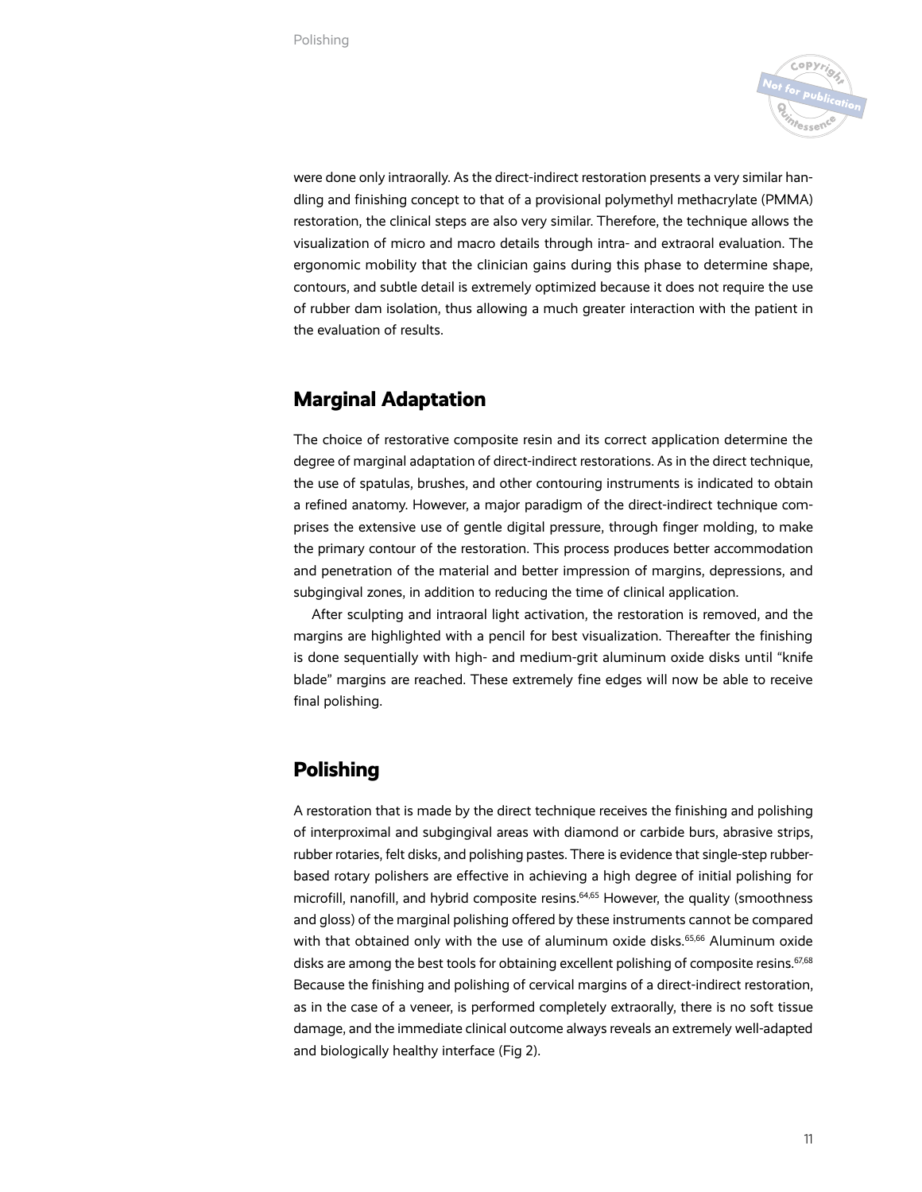were done only intraorally. As the direct-indirect restoration presents a very similar handling and finishing concept to that of a provisional polymethyl methacrylate (PMMA) restoration, the clinical steps are also very similar. Therefore, the technique allows the visualization of micro and macro details through intra- and extraoral evaluation. The ergonomic mobility that the clinician gains during this phase to determine shape, contours, and subtle detail is extremely optimized because it does not require the use of rubber dam isolation, thus allowing a much greater interaction with the patient in the evaluation of results.

## Marginal Adaptation

The choice of restorative composite resin and its correct application determine the degree of marginal adaptation of direct-indirect restorations. As in the direct technique, the use of spatulas, brushes, and other contouring instruments is indicated to obtain a refined anatomy. However, a major paradigm of the direct-indirect technique comprises the extensive use of gentle digital pressure, through finger molding, to make the primary contour of the restoration. This process produces better accommodation and penetration of the material and better impression of margins, depressions, and subgingival zones, in addition to reducing the time of clinical application.

After sculpting and intraoral light activation, the restoration is removed, and the margins are highlighted with a pencil for best visualization. Thereafter the finishing is done sequentially with high- and medium-grit aluminum oxide disks until "knife blade" margins are reached. These extremely fine edges will now be able to receive final polishing.

## Polishing

A restoration that is made by the direct technique receives the finishing and polishing of interproximal and subgingival areas with diamond or carbide burs, abrasive strips, rubber rotaries, felt disks, and polishing pastes. There is evidence that single-step rubber-based rotary polishers are effective in achieving a high degree of initial polishing for microfill, nanofill, and hybrid composite resins.[64,65] However, the quality (smoothness and gloss) of the marginal polishing offered by these instruments cannot be compared with that obtained only with the use of aluminum oxide disks.[65,66] Aluminum oxide disks are among the best tools for obtaining excellent polishing of composite resins.[67,68] Because the finishing and polishing of cervical margins of a direct-indirect restoration, as in the case of a veneer, is performed completely extraorally, there is no soft tissue damage, and the immediate clinical outcome always reveals an extremely well-adapted and biologically healthy interface (Fig 2).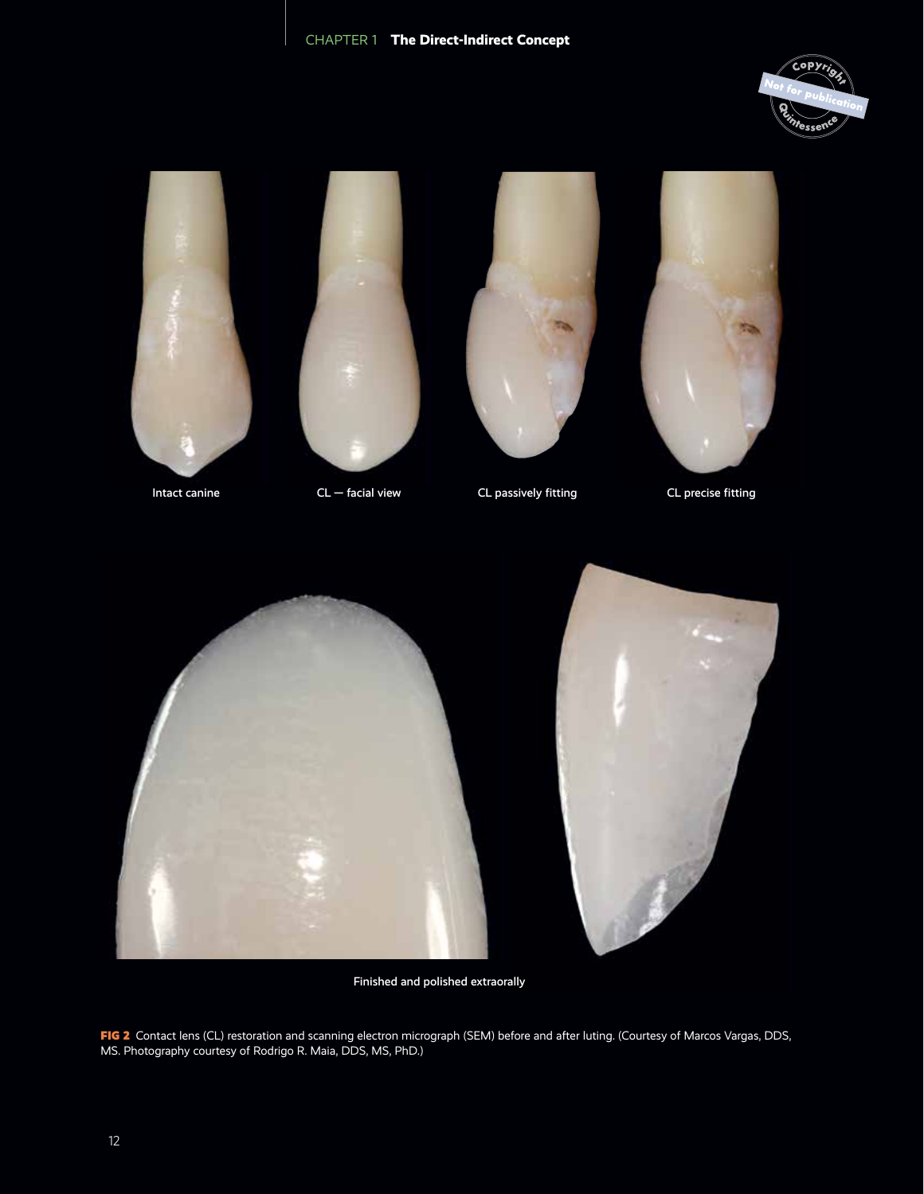Intact canine

CL — facial view

CL passively fitting

CL precise fitting

Finished and polished extraorally

**FIG 2** Contact lens (CL) restoration and scanning electron micrograph (SEM) before and after luting. (Courtesy of Marcos Vargas, DDS, MS. Photography courtesy of Rodrigo R. Maia, DDS, MS, PhD.)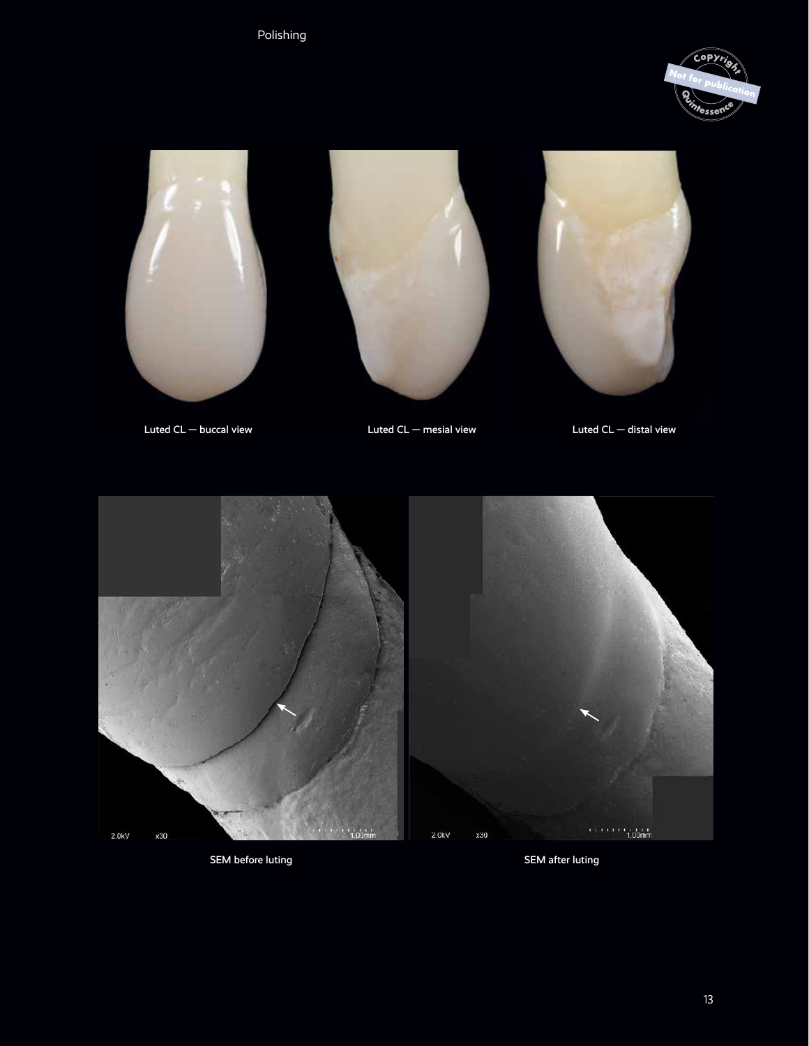Luted CL — buccal view

Luted CL — mesial view

Luted CL — distal view

SEM before luting

SEM after luting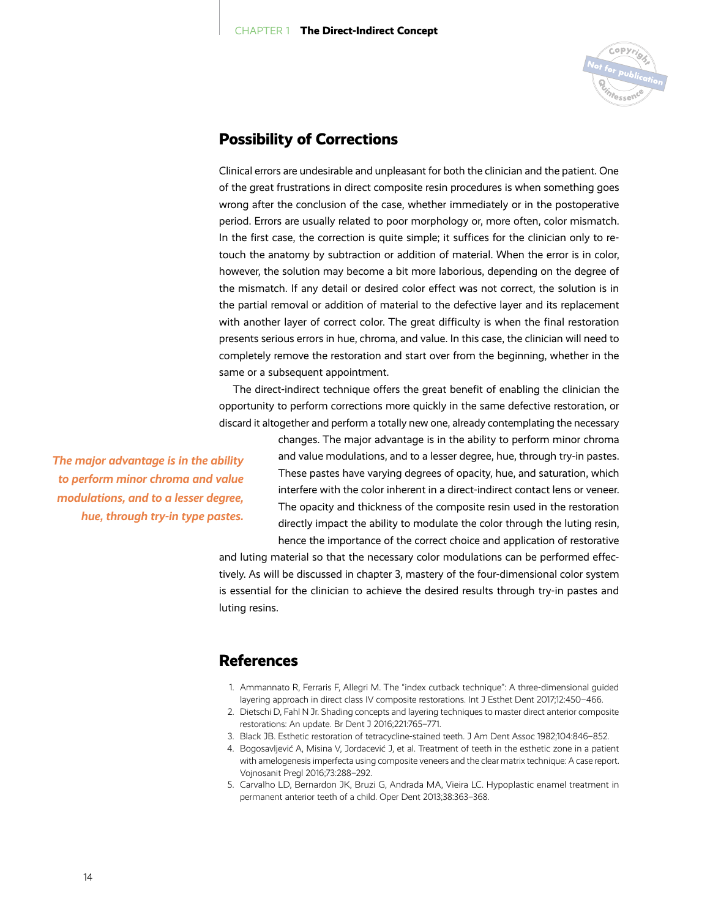## Possibility of Corrections

Clinical errors are undesirable and unpleasant for both the clinician and the patient. One of the great frustrations in direct composite resin procedures is when something goes wrong after the conclusion of the case, whether immediately or in the postoperative period. Errors are usually related to poor morphology or, more often, color mismatch. In the first case, the correction is quite simple; it suffices for the clinician only to retouch the anatomy by subtraction or addition of material. When the error is in color, however, the solution may become a bit more laborious, depending on the degree of the mismatch. If any detail or desired color effect was not correct, the solution is in the partial removal or addition of material to the defective layer and its replacement with another layer of correct color. The great difficulty is when the final restoration presents serious errors in hue, chroma, and value. In this case, the clinician will need to completely remove the restoration and start over from the beginning, whether in the same or a subsequent appointment.

The direct-indirect technique offers the great benefit of enabling the clinician the opportunity to perform corrections more quickly in the same defective restoration, or discard it altogether and perform a totally new one, already contemplating the necessary changes. The major advantage is in the ability to perform minor chroma and value modulations, and to a lesser degree, hue, through try-in pastes. These pastes have varying degrees of opacity, hue, and saturation, which interfere with the color inherent in a direct-indirect contact lens or veneer. The opacity and thickness of the composite resin used in the restoration directly impact the ability to modulate the color through the luting resin, hence the importance of the correct choice and application of restorative and luting material so that the necessary color modulations can be performed effectively. As will be discussed in chapter 3, mastery of the four-dimensional color system is essential for the clinician to achieve the desired results through try-in pastes and luting resins.

*The major advantage is in the ability to perform minor chroma and value modulations, and to a lesser degree, hue, through try-in type pastes.*

## References

1. Ammannato R, Ferraris F, Allegri M. The "index cutback technique": A three-dimensional guided layering approach in direct class IV composite restorations. Int J Esthet Dent 2017;12:450–466.
2. Dietschi D, Fahl N Jr. Shading concepts and layering techniques to master direct anterior composite restorations: An update. Br Dent J 2016;221:765–771.
3. Black JB. Esthetic restoration of tetracycline-stained teeth. J Am Dent Assoc 1982;104:846–852.
4. Bogosavljević A, Misina V, Jordacević J, et al. Treatment of teeth in the esthetic zone in a patient with amelogenesis imperfecta using composite veneers and the clear matrix technique: A case report. Vojnosanit Pregl 2016;73:288–292.
5. Carvalho LD, Bernardon JK, Bruzi G, Andrada MA, Vieira LC. Hypoplastic enamel treatment in permanent anterior teeth of a child. Oper Dent 2013;38:363–368.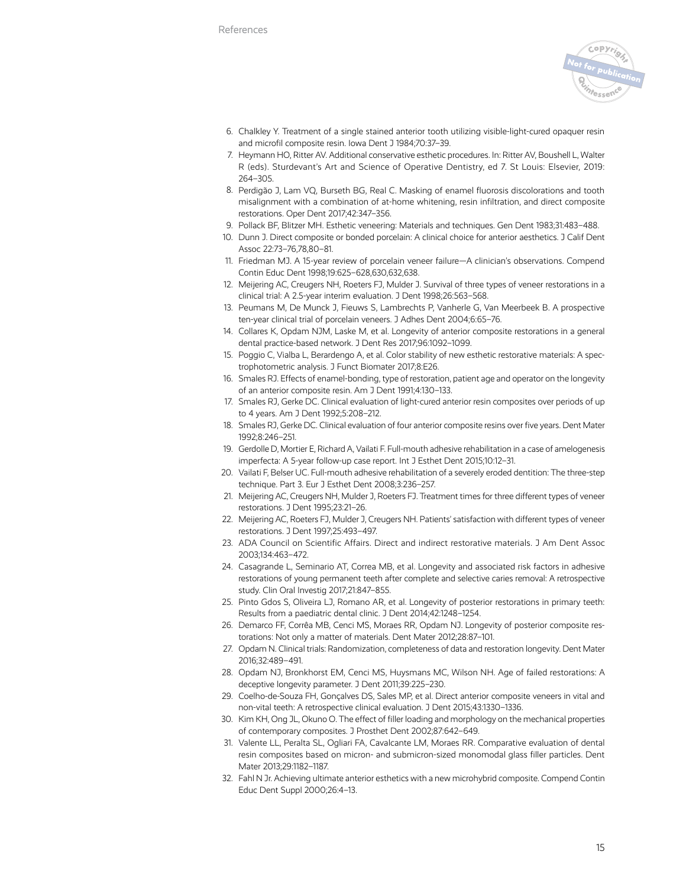6. Chalkley Y. Treatment of a single stained anterior tooth utilizing visible-light-cured opaquer resin and microfil composite resin. Iowa Dent J 1984;70:37–39.
7. Heymann HO, Ritter AV. Additional conservative esthetic procedures. In: Ritter AV, Boushell L, Walter R (eds). Sturdevant's Art and Science of Operative Dentistry, ed 7. St Louis: Elsevier, 2019: 264–305.
8. Perdigão J, Lam VQ, Burseth BG, Real C. Masking of enamel fluorosis discolorations and tooth misalignment with a combination of at-home whitening, resin infiltration, and direct composite restorations. Oper Dent 2017;42:347–356.
9. Pollack BF, Blitzer MH. Esthetic veneering: Materials and techniques. Gen Dent 1983;31:483–488.
10. Dunn J. Direct composite or bonded porcelain: A clinical choice for anterior aesthetics. J Calif Dent Assoc 22:73–76,78,80–81.
11. Friedman MJ. A 15-year review of porcelain veneer failure—A clinician's observations. Compend Contin Educ Dent 1998;19:625–628,630,632,638.
12. Meijering AC, Creugers NH, Roeters FJ, Mulder J. Survival of three types of veneer restorations in a clinical trial: A 2.5-year interim evaluation. J Dent 1998;26:563–568.
13. Peumans M, De Munck J, Fieuws S, Lambrechts P, Vanherle G, Van Meerbeek B. A prospective ten-year clinical trial of porcelain veneers. J Adhes Dent 2004;6:65–76.
14. Collares K, Opdam NJM, Laske M, et al. Longevity of anterior composite restorations in a general dental practice-based network. J Dent Res 2017;96:1092–1099.
15. Poggio C, Vialba L, Berardengo A, et al. Color stability of new esthetic restorative materials: A spectrophotometric analysis. J Funct Biomater 2017;8:E26.
16. Smales RJ. Effects of enamel-bonding, type of restoration, patient age and operator on the longevity of an anterior composite resin. Am J Dent 1991;4:130–133.
17. Smales RJ, Gerke DC. Clinical evaluation of light-cured anterior resin composites over periods of up to 4 years. Am J Dent 1992;5:208–212.
18. Smales RJ, Gerke DC. Clinical evaluation of four anterior composite resins over five years. Dent Mater 1992;8:246–251.
19. Gerdolle D, Mortier E, Richard A, Vailati F. Full-mouth adhesive rehabilitation in a case of amelogenesis imperfecta: A 5-year follow-up case report. Int J Esthet Dent 2015;10:12–31.
20. Vailati F, Belser UC. Full-mouth adhesive rehabilitation of a severely eroded dentition: The three-step technique. Part 3. Eur J Esthet Dent 2008;3:236–257.
21. Meijering AC, Creugers NH, Mulder J, Roeters FJ. Treatment times for three different types of veneer restorations. J Dent 1995;23:21–26.
22. Meijering AC, Roeters FJ, Mulder J, Creugers NH. Patients' satisfaction with different types of veneer restorations. J Dent 1997;25:493–497.
23. ADA Council on Scientific Affairs. Direct and indirect restorative materials. J Am Dent Assoc 2003;134:463–472.
24. Casagrande L, Seminario AT, Correa MB, et al. Longevity and associated risk factors in adhesive restorations of young permanent teeth after complete and selective caries removal: A retrospective study. Clin Oral Investig 2017;21:847–855.
25. Pinto Gdos S, Oliveira LJ, Romano AR, et al. Longevity of posterior restorations in primary teeth: Results from a paediatric dental clinic. J Dent 2014;42:1248–1254.
26. Demarco FF, Corrêa MB, Cenci MS, Moraes RR, Opdam NJ. Longevity of posterior composite restorations: Not only a matter of materials. Dent Mater 2012;28:87–101.
27. Opdam N. Clinical trials: Randomization, completeness of data and restoration longevity. Dent Mater 2016;32:489–491.
28. Opdam NJ, Bronkhorst EM, Cenci MS, Huysmans MC, Wilson NH. Age of failed restorations: A deceptive longevity parameter. J Dent 2011;39:225–230.
29. Coelho-de-Souza FH, Gonçalves DS, Sales MP, et al. Direct anterior composite veneers in vital and non-vital teeth: A retrospective clinical evaluation. J Dent 2015;43:1330–1336.
30. Kim KH, Ong JL, Okuno O. The effect of filler loading and morphology on the mechanical properties of contemporary composites. J Prosthet Dent 2002;87:642–649.
31. Valente LL, Peralta SL, Ogliari FA, Cavalcante LM, Moraes RR. Comparative evaluation of dental resin composites based on micron- and submicron-sized monomodal glass filler particles. Dent Mater 2013;29:1182–1187.
32. Fahl N Jr. Achieving ultimate anterior esthetics with a new microhybrid composite. Compend Contin Educ Dent Suppl 2000;26:4–13.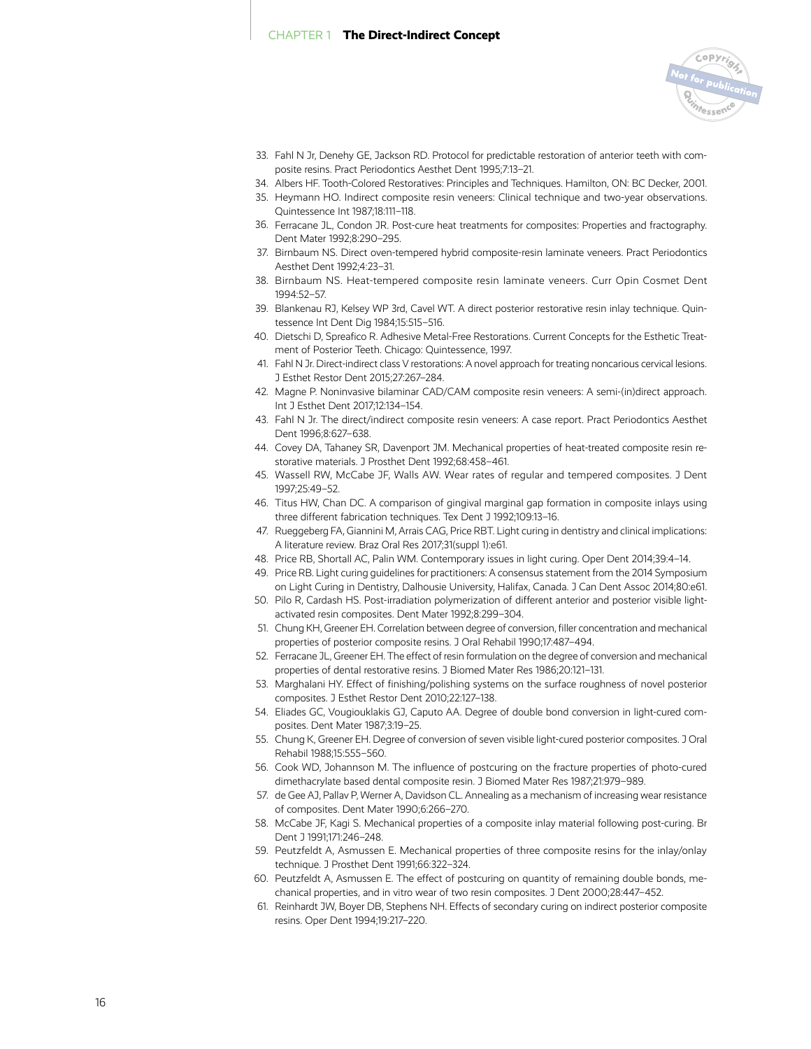33. Fahl N Jr, Denehy GE, Jackson RD. Protocol for predictable restoration of anterior teeth with composite resins. Pract Periodontics Aesthet Dent 1995;7:13–21.
34. Albers HF. Tooth-Colored Restoratives: Principles and Techniques. Hamilton, ON: BC Decker, 2001.
35. Heymann HO. Indirect composite resin veneers: Clinical technique and two-year observations. Quintessence Int 1987;18:111–118.
36. Ferracane JL, Condon JR. Post-cure heat treatments for composites: Properties and fractography. Dent Mater 1992;8:290–295.
37. Birnbaum NS. Direct oven-tempered hybrid composite-resin laminate veneers. Pract Periodontics Aesthet Dent 1992;4:23–31.
38. Birnbaum NS. Heat-tempered composite resin laminate veneers. Curr Opin Cosmet Dent 1994:52–57.
39. Blankenau RJ, Kelsey WP 3rd, Cavel WT. A direct posterior restorative resin inlay technique. Quintessence Int Dent Dig 1984;15:515–516.
40. Dietschi D, Spreafico R. Adhesive Metal-Free Restorations. Current Concepts for the Esthetic Treatment of Posterior Teeth. Chicago: Quintessence, 1997.
41. Fahl N Jr. Direct-indirect class V restorations: A novel approach for treating noncarious cervical lesions. J Esthet Restor Dent 2015;27:267–284.
42. Magne P. Noninvasive bilaminar CAD/CAM composite resin veneers: A semi-(in)direct approach. Int J Esthet Dent 2017;12:134–154.
43. Fahl N Jr. The direct/indirect composite resin veneers: A case report. Pract Periodontics Aesthet Dent 1996;8:627–638.
44. Covey DA, Tahaney SR, Davenport JM. Mechanical properties of heat-treated composite resin restorative materials. J Prosthet Dent 1992;68:458–461.
45. Wassell RW, McCabe JF, Walls AW. Wear rates of regular and tempered composites. J Dent 1997;25:49–52.
46. Titus HW, Chan DC. A comparison of gingival marginal gap formation in composite inlays using three different fabrication techniques. Tex Dent J 1992;109:13–16.
47. Rueggeberg FA, Giannini M, Arrais CAG, Price RBT. Light curing in dentistry and clinical implications: A literature review. Braz Oral Res 2017;31(suppl 1):e61.
48. Price RB, Shortall AC, Palin WM. Contemporary issues in light curing. Oper Dent 2014;39:4–14.
49. Price RB. Light curing guidelines for practitioners: A consensus statement from the 2014 Symposium on Light Curing in Dentistry, Dalhousie University, Halifax, Canada. J Can Dent Assoc 2014;80:e61.
50. Pilo R, Cardash HS. Post-irradiation polymerization of different anterior and posterior visible light-activated resin composites. Dent Mater 1992;8:299–304.
51. Chung KH, Greener EH. Correlation between degree of conversion, filler concentration and mechanical properties of posterior composite resins. J Oral Rehabil 1990;17:487–494.
52. Ferracane JL, Greener EH. The effect of resin formulation on the degree of conversion and mechanical properties of dental restorative resins. J Biomed Mater Res 1986;20:121–131.
53. Marghalani HY. Effect of finishing/polishing systems on the surface roughness of novel posterior composites. J Esthet Restor Dent 2010;22:127–138.
54. Eliades GC, Vougiouklakis GJ, Caputo AA. Degree of double bond conversion in light-cured composites. Dent Mater 1987;3:19–25.
55. Chung K, Greener EH. Degree of conversion of seven visible light-cured posterior composites. J Oral Rehabil 1988;15:555–560.
56. Cook WD, Johannson M. The influence of postcuring on the fracture properties of photo-cured dimethacrylate based dental composite resin. J Biomed Mater Res 1987;21:979–989.
57. de Gee AJ, Pallav P, Werner A, Davidson CL. Annealing as a mechanism of increasing wear resistance of composites. Dent Mater 1990;6:266–270.
58. McCabe JF, Kagi S. Mechanical properties of a composite inlay material following post-curing. Br Dent J 1991;171:246–248.
59. Peutzfeldt A, Asmussen E. Mechanical properties of three composite resins for the inlay/onlay technique. J Prosthet Dent 1991;66:322–324.
60. Peutzfeldt A, Asmussen E. The effect of postcuring on quantity of remaining double bonds, mechanical properties, and in vitro wear of two resin composites. J Dent 2000;28:447–452.
61. Reinhardt JW, Boyer DB, Stephens NH. Effects of secondary curing on indirect posterior composite resins. Oper Dent 1994;19:217–220.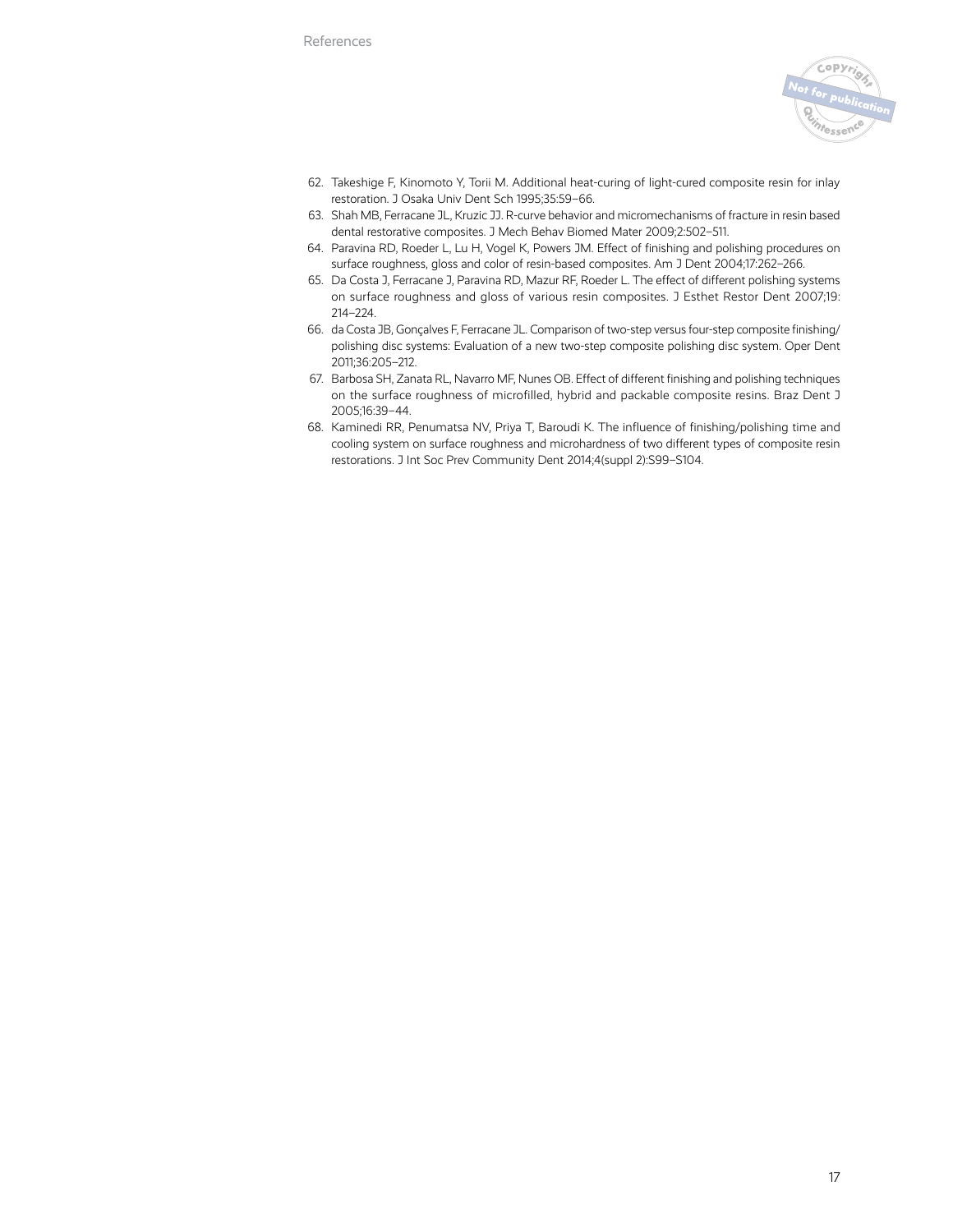62. Takeshige F, Kinomoto Y, Torii M. Additional heat-curing of light-cured composite resin for inlay restoration. J Osaka Univ Dent Sch 1995;35:59–66.
63. Shah MB, Ferracane JL, Kruzic JJ. R-curve behavior and micromechanisms of fracture in resin based dental restorative composites. J Mech Behav Biomed Mater 2009;2:502–511.
64. Paravina RD, Roeder L, Lu H, Vogel K, Powers JM. Effect of finishing and polishing procedures on surface roughness, gloss and color of resin-based composites. Am J Dent 2004;17:262–266.
65. Da Costa J, Ferracane J, Paravina RD, Mazur RF, Roeder L. The effect of different polishing systems on surface roughness and gloss of various resin composites. J Esthet Restor Dent 2007;19: 214–224.
66. da Costa JB, Gonçalves F, Ferracane JL. Comparison of two-step versus four-step composite finishing/polishing disc systems: Evaluation of a new two-step composite polishing disc system. Oper Dent 2011;36:205–212.
67. Barbosa SH, Zanata RL, Navarro MF, Nunes OB. Effect of different finishing and polishing techniques on the surface roughness of microfilled, hybrid and packable composite resins. Braz Dent J 2005;16:39–44.
68. Kaminedi RR, Penumatsa NV, Priya T, Baroudi K. The influence of finishing/polishing time and cooling system on surface roughness and microhardness of two different types of composite resin restorations. J Int Soc Prev Community Dent 2014;4(suppl 2):S99–S104.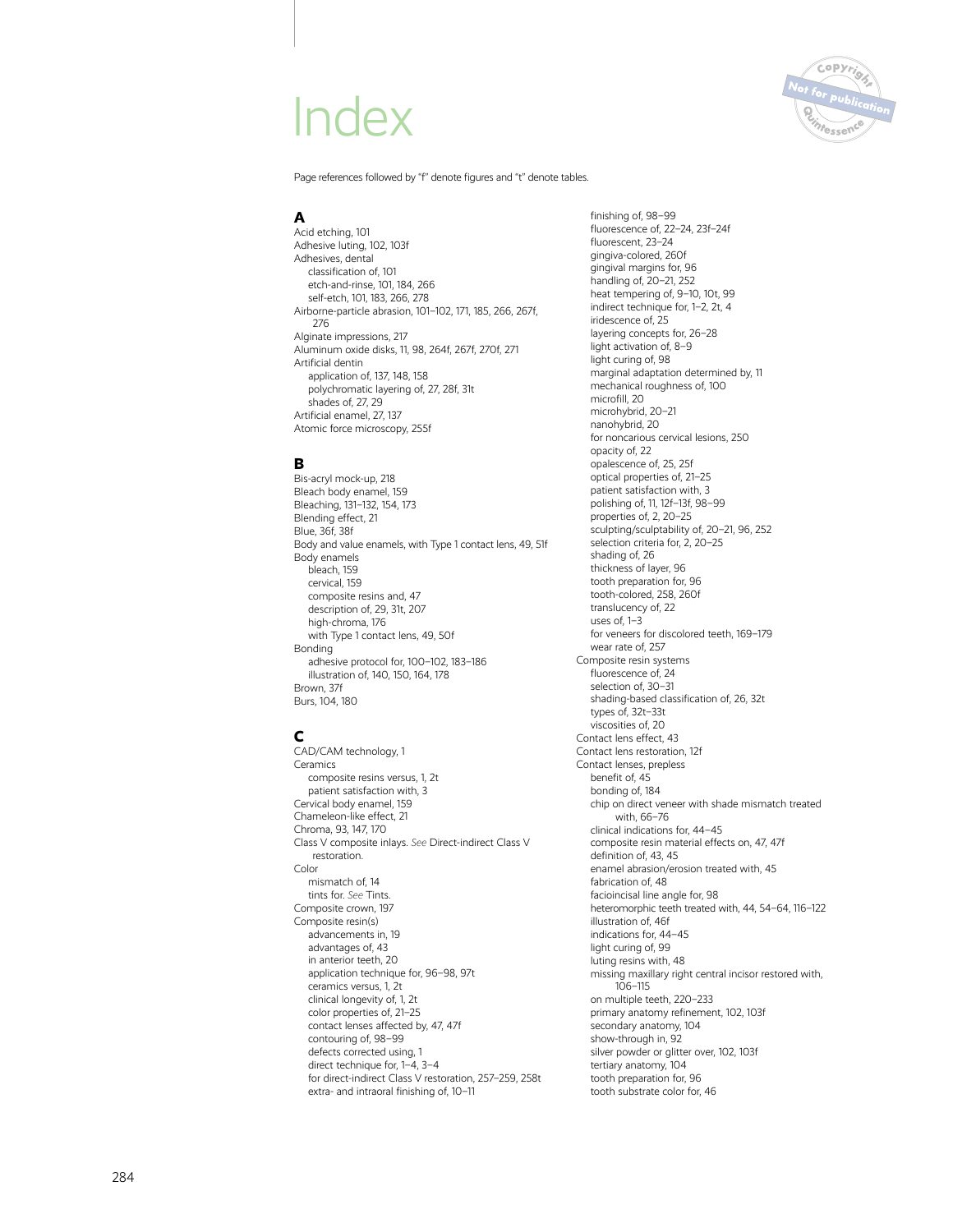# Index

Page references followed by "f" denote figures and "t" denote tables.

## A

Acid etching, 101
Adhesive luting, 102, 103f
Adhesives, dental
- classification of, 101
- etch-and-rinse, 101, 184, 266
- self-etch, 101, 183, 266, 278

Airborne-particle abrasion, 101–102, 171, 185, 266, 267f, 276
Alginate impressions, 217
Aluminum oxide disks, 11, 98, 264f, 267f, 270f, 271
Artificial dentin
- application of, 137, 148, 158
- polychromatic layering of, 27, 28f, 31t
- shades of, 27, 29

Artificial enamel, 27, 137
Atomic force microscopy, 255f

## B

Bis-acryl mock-up, 218
Bleach body enamel, 159
Bleaching, 131–132, 154, 173
Blending effect, 21
Blue, 36f, 38f
Body and value enamels, with Type 1 contact lens, 49, 51f
Body enamels
- bleach, 159
- cervical, 159
- composite resins and, 47
- description of, 29, 31t, 207
- high-chroma, 176
- with Type 1 contact lens, 49, 50f

Bonding
- adhesive protocol for, 100–102, 183–186
- illustration of, 140, 150, 164, 178

Brown, 37f
Burs, 104, 180

## C

CAD/CAM technology, 1
Ceramics
- composite resins versus, 1, 2t
- patient satisfaction with, 3

Cervical body enamel, 159
Chameleon-like effect, 21
Chroma, 93, 147, 170
Class V composite inlays. *See* Direct-indirect Class V restoration.
Color
- mismatch of, 14
- tints for. *See* Tints.

Composite crown, 197
Composite resin(s)
- advancements in, 19
- advantages of, 43
- in anterior teeth, 20
- application technique for, 96–98, 97t
- ceramics versus, 1, 2t
- clinical longevity of, 1, 2t
- color properties of, 21–25
- contact lenses affected by, 47, 47f
- contouring of, 98–99
- defects corrected using, 1
- direct technique for, 1–4, 3–4
- for direct-indirect Class V restoration, 257–259, 258t
- extra- and intraoral finishing of, 10–11
- finishing of, 98–99
- fluorescence of, 22–24, 23f–24f
- fluorescent, 23–24
- gingiva-colored, 260f
- gingival margins for, 96
- handling of, 20–21, 252
- heat tempering of, 9–10, 10t, 99
- indirect technique for, 1–2, 2t, 4
- iridescence of, 25
- layering concepts for, 26–28
- light activation of, 8–9
- light curing of, 98
- marginal adaptation determined by, 11
- mechanical roughness of, 100
- microfill, 20
- microhybrid, 20–21
- nanohybrid, 20
- for noncarious cervical lesions, 250
- opacity of, 22
- opalescence of, 25, 25f
- optical properties of, 21–25
- patient satisfaction with, 3
- polishing of, 11, 12f–13f, 98–99
- properties of, 2, 20–25
- sculpting/sculptability of, 20–21, 96, 252
- selection criteria for, 2, 20–25
- shading of, 26
- thickness of layer, 96
- tooth preparation for, 96
- tooth-colored, 258, 260f
- translucency of, 22
- uses of, 1–3
- for veneers for discolored teeth, 169–179
- wear rate of, 257

Composite resin systems
- fluorescence of, 24
- selection of, 30–31
- shading-based classification of, 26, 32t
- types of, 32t–33t
- viscosities of, 20

Contact lens effect, 43
Contact lens restoration, 12f
Contact lenses, prepless
- benefit of, 45
- bonding of, 184
- chip on direct veneer with shade mismatch treated with, 66–76
- clinical indications for, 44–45
- composite resin material effects on, 47, 47f
- definition of, 43, 45
- enamel abrasion/erosion treated with, 45
- fabrication of, 48
- facioincisal line angle for, 98
- heteromorphic teeth treated with, 44, 54–64, 116–122
- illustration of, 46f
- indications for, 44–45
- light curing of, 99
- luting resins with, 48
- missing maxillary right central incisor restored with, 106–115
- on multiple teeth, 220–233
- primary anatomy refinement, 102, 103f
- secondary anatomy, 104
- show-through in, 92
- silver powder or glitter over, 102, 103f
- tertiary anatomy, 104
- tooth preparation for, 96
- tooth substrate color for, 46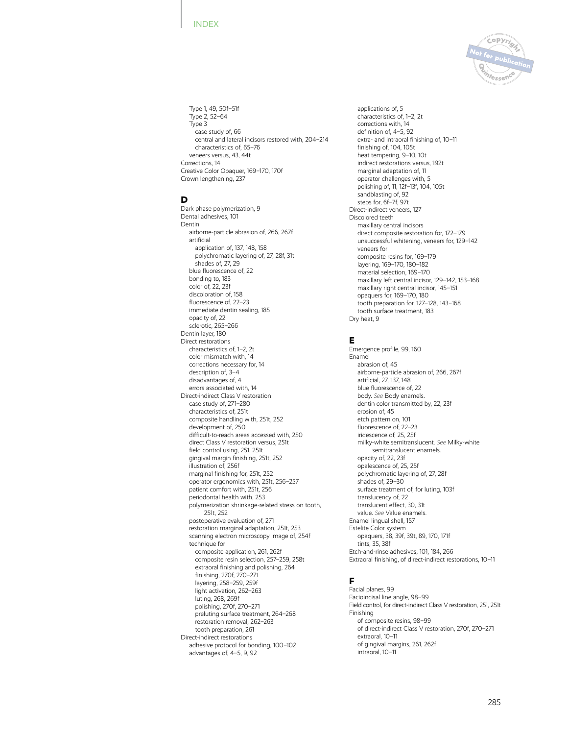- Type 1, 49, 50f–51f
- Type 2, 52–64
- Type 3
  - case study of, 66
  - central and lateral incisors restored with, 204–214
  - characteristics of, 65–76
- veneers versus, 43, 44t

Corrections, 14
Creative Color Opaquer, 169–170, 170f
Crown lengthening, 237

## D

Dark phase polymerization, 9
Dental adhesives, 101
Dentin
- airborne-particle abrasion of, 266, 267f
- artificial
  - application of, 137, 148, 158
  - polychromatic layering of, 27, 28f, 31t
  - shades of, 27, 29
- blue fluorescence of, 22
- bonding to, 183
- color of, 22, 23f
- discoloration of, 158
- fluorescence of, 22–23
- immediate dentin sealing, 185
- opacity of, 22
- sclerotic, 265–266

Dentin layer, 180
Direct restorations
- characteristics of, 1–2, 2t
- color mismatch with, 14
- corrections necessary for, 14
- description of, 3–4
- disadvantages of, 4
- errors associated with, 14

Direct-indirect Class V restoration
- case study of, 271–280
- characteristics of, 251t
- composite handling with, 251t, 252
- development of, 250
- difficult-to-reach areas accessed with, 250
- direct Class V restoration versus, 251t
- field control using, 251, 251t
- gingival margin finishing, 251t, 252
- illustration of, 256f
- marginal finishing for, 251t, 252
- operator ergonomics with, 251t, 256–257
- patient comfort with, 251t, 256
- periodontal health with, 253
- polymerization shrinkage-related stress on tooth, 251t, 252
- postoperative evaluation of, 271
- restoration marginal adaptation, 251t, 253
- scanning electron microscopy image of, 254f
- technique for
  - composite application, 261, 262f
  - composite resin selection, 257–259, 258t
  - extraoral finishing and polishing, 264
  - finishing, 270f, 270–271
  - layering, 258–259, 259f
  - light activation, 262–263
  - luting, 268, 269f
  - polishing, 270f, 270–271
  - preluting surface treatment, 264–268
  - restoration removal, 262–263
  - tooth preparation, 261

Direct-indirect restorations
- adhesive protocol for bonding, 100–102
- advantages of, 4–5, 9, 92
- applications of, 5
- characteristics of, 1–2, 2t
- corrections with, 14
- definition of, 4–5, 92
- extra- and intraoral finishing of, 10–11
- finishing of, 104, 105t
- heat tempering, 9–10, 10t
- indirect restorations versus, 192t
- marginal adaptation of, 11
- operator challenges with, 5
- polishing of, 11, 12f–13f, 104, 105t
- sandblasting of, 92
- steps for, 6f–7f, 97t

Direct-indirect veneers, 127
Discolored teeth
- maxillary central incisors
  - direct composite restoration for, 172–179
  - unsuccessful whitening, veneers for, 129–142
- veneers for
  - composite resins for, 169–179
  - layering, 169–170, 180–182
  - material selection, 169–170
  - maxillary left central incisor, 129–142, 153–168
  - maxillary right central incisor, 145–151
  - opaquers for, 169–170, 180
  - tooth preparation for, 127–128, 143–168
  - tooth surface treatment, 183

Dry heat, 9

## E

Emergence profile, 99, 160
Enamel
- abrasion of, 45
- airborne-particle abrasion of, 266, 267f
- artificial, 27, 137, 148
- blue fluorescence of, 22
- body. *See* Body enamels.
- dentin color transmitted by, 22, 23f
- erosion of, 45
- etch pattern on, 101
- fluorescence of, 22–23
- iridescence of, 25, 25f
- milky-white semitranslucent. *See* Milky-white semitranslucent enamels.
- opacity of, 22, 23f
- opalescence of, 25, 25f
- polychromatic layering of, 27, 28f
- shades of, 29–30
- surface treatment of, for luting, 103f
- translucency of, 22
- translucent effect, 30, 31t
- value. *See* Value enamels.

Enamel lingual shell, 157
Estelite Color system
- opaquers, 38, 39f, 39t, 89, 170, 171f
- tints, 35, 38f

Etch-and-rinse adhesives, 101, 184, 266
Extraoral finishing, of direct-indirect restorations, 10–11

## F

Facial planes, 99
Facioincisal line angle, 98–99
Field control, for direct-indirect Class V restoration, 251, 251t
Finishing
- of composite resins, 98–99
- of direct-indirect Class V restoration, 270f, 270–271
- extraoral, 10–11
- of gingival margins, 261, 262f
- intraoral, 10–11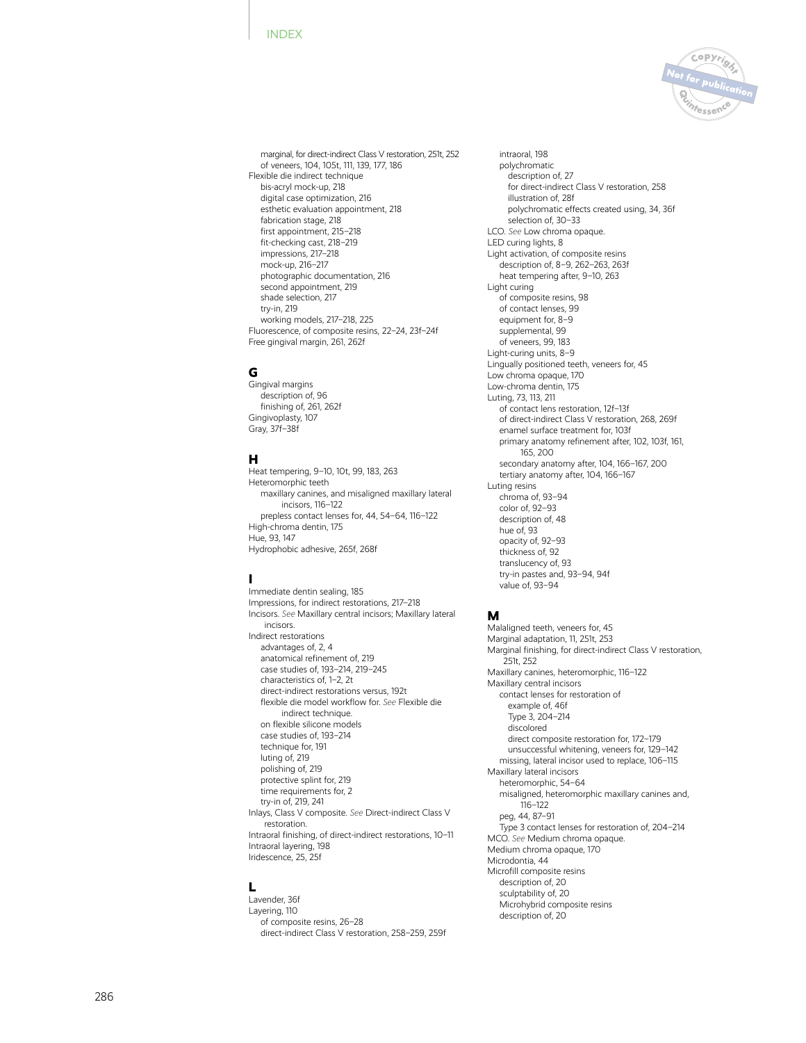marginal, for direct-indirect Class V restoration, 251t, 252
of veneers, 104, 105t, 111, 139, 177, 186
Flexible die indirect technique
bis-acryl mock-up, 218
digital case optimization, 216
esthetic evaluation appointment, 218
fabrication stage, 218
first appointment, 215–218
fit-checking cast, 218–219
impressions, 217–218
mock-up, 216–217
photographic documentation, 216
second appointment, 219
shade selection, 217
try-in, 219
working models, 217–218, 225
Fluorescence, of composite resins, 22–24, 23f–24f
Free gingival margin, 261, 262f

## G

Gingival margins
description of, 96
finishing of, 261, 262f
Gingivoplasty, 107
Gray, 37f–38f

## H

Heat tempering, 9–10, 10t, 99, 183, 263
Heteromorphic teeth
maxillary canines, and misaligned maxillary lateral incisors, 116–122
prepless contact lenses for, 44, 54–64, 116–122
High-chroma dentin, 175
Hue, 93, 147
Hydrophobic adhesive, 265f, 268f

## I

Immediate dentin sealing, 185
Impressions, for indirect restorations, 217–218
Incisors. *See* Maxillary central incisors; Maxillary lateral incisors.
Indirect restorations
advantages of, 2, 4
anatomical refinement of, 219
case studies of, 193–214, 219–245
characteristics of, 1–2, 2t
direct-indirect restorations versus, 192t
flexible die model workflow for. *See* Flexible die indirect technique.
on flexible silicone models
case studies of, 193–214
technique for, 191
luting of, 219
polishing of, 219
protective splint for, 219
time requirements for, 2
try-in of, 219, 241
Inlays, Class V composite. *See* Direct-indirect Class V restoration.
Intraoral finishing, of direct-indirect restorations, 10–11
Intraoral layering, 198
Iridescence, 25, 25f

## L

Lavender, 36f
Layering, 110
of composite resins, 26–28
direct-indirect Class V restoration, 258–259, 259f
intraoral, 198
polychromatic
description of, 27
for direct-indirect Class V restoration, 258
illustration of, 28f
polychromatic effects created using, 34, 36f
selection of, 30–33
LCO. *See* Low chroma opaque.
LED curing lights, 8
Light activation, of composite resins
description of, 8–9, 262–263, 263f
heat tempering after, 9–10, 263
Light curing
of composite resins, 98
of contact lenses, 99
equipment for, 8–9
supplemental, 99
of veneers, 99, 183
Light-curing units, 8–9
Lingually positioned teeth, veneers for, 45
Low chroma opaque, 170
Low-chroma dentin, 175
Luting, 73, 113, 211
of contact lens restoration, 12f–13f
of direct-indirect Class V restoration, 268, 269f
enamel surface treatment for, 103f
primary anatomy refinement after, 102, 103f, 161, 165, 200
secondary anatomy after, 104, 166–167, 200
tertiary anatomy after, 104, 166–167
Luting resins
chroma of, 93–94
color of, 92–93
description of, 48
hue of, 93
opacity of, 92–93
thickness of, 92
translucency of, 93
try-in pastes and, 93–94, 94f
value of, 93–94

## M

Malaligned teeth, veneers for, 45
Marginal adaptation, 11, 251t, 253
Marginal finishing, for direct-indirect Class V restoration, 251t, 252
Maxillary canines, heteromorphic, 116–122
Maxillary central incisors
contact lenses for restoration of
example of, 46f
Type 3, 204–214
discolored
direct composite restoration for, 172–179
unsuccessful whitening, veneers for, 129–142
missing, lateral incisor used to replace, 106–115
Maxillary lateral incisors
heteromorphic, 54–64
misaligned, heteromorphic maxillary canines and, 116–122
peg, 44, 87–91
Type 3 contact lenses for restoration of, 204–214
MCO. *See* Medium chroma opaque.
Medium chroma opaque, 170
Microdontia, 44
Microfill composite resins
description of, 20
sculptability of, 20
Microhybrid composite resins
description of, 20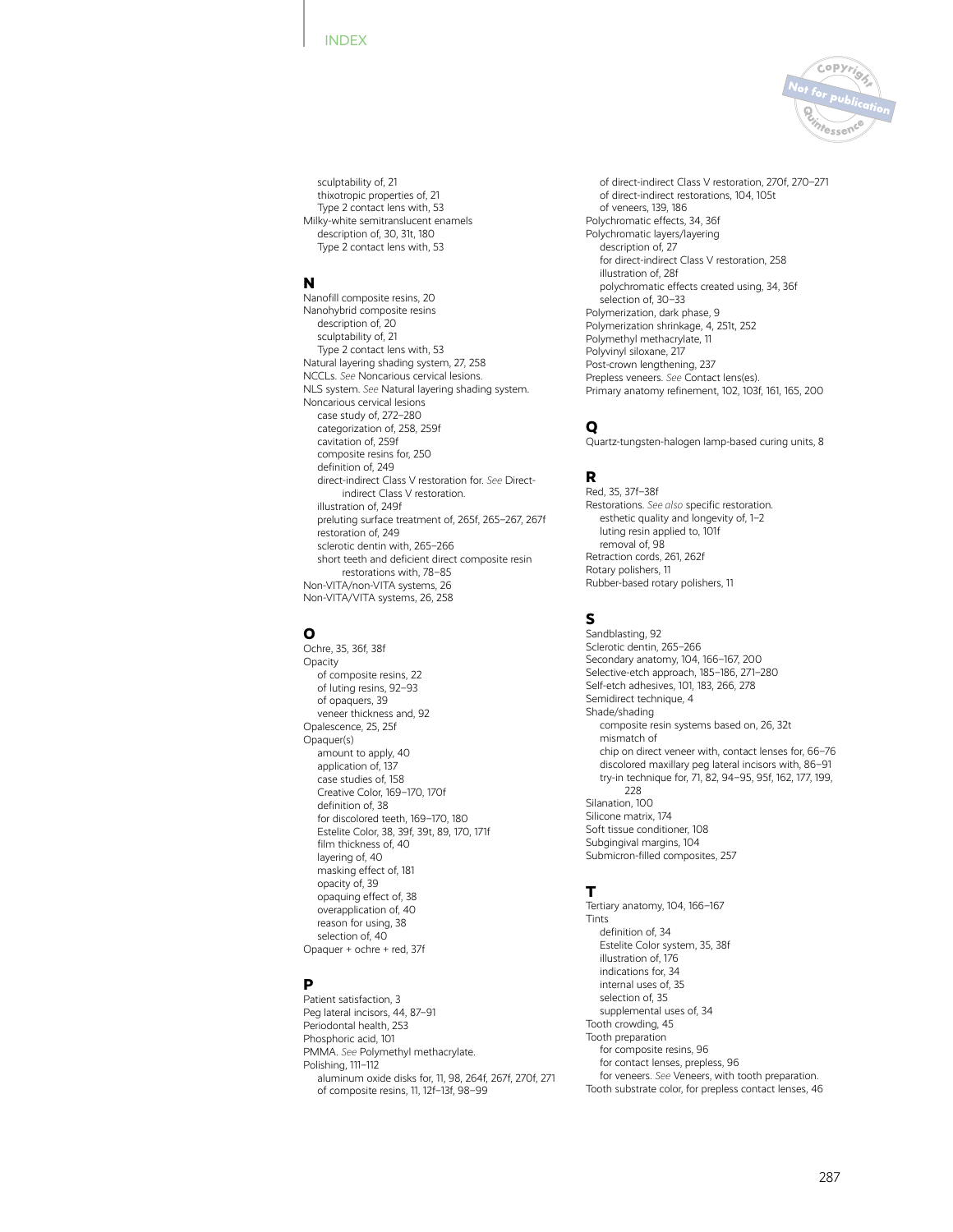sculptability of, 21
thixotropic properties of, 21
Type 2 contact lens with, 53
Milky-white semitranslucent enamels
description of, 30, 31t, 180
Type 2 contact lens with, 53

## N

Nanofill composite resins, 20
Nanohybrid composite resins
description of, 20
sculptability of, 21
Type 2 contact lens with, 53
Natural layering shading system, 27, 258
NCCLs. *See* Noncarious cervical lesions.
NLS system. *See* Natural layering shading system.
Noncarious cervical lesions
case study of, 272–280
categorization of, 258, 259f
cavitation of, 259f
composite resins for, 250
definition of, 249
direct-indirect Class V restoration for. *See* Direct-indirect Class V restoration.
illustration of, 249f
preluting surface treatment of, 265f, 265–267, 267f
restoration of, 249
sclerotic dentin with, 265–266
short teeth and deficient direct composite resin restorations with, 78–85
Non-VITA/non-VITA systems, 26
Non-VITA/VITA systems, 26, 258

## O

Ochre, 35, 36f, 38f
Opacity
of composite resins, 22
of luting resins, 92–93
of opaquers, 39
veneer thickness and, 92
Opalescence, 25, 25f
Opaquer(s)
amount to apply, 40
application of, 137
case studies of, 158
Creative Color, 169–170, 170f
definition of, 38
for discolored teeth, 169–170, 180
Estelite Color, 38, 39f, 39t, 89, 170, 171f
film thickness of, 40
layering of, 40
masking effect of, 181
opacity of, 39
opaquing effect of, 38
overapplication of, 40
reason for using, 38
selection of, 40
Opaquer + ochre + red, 37f

## P

Patient satisfaction, 3
Peg lateral incisors, 44, 87–91
Periodontal health, 253
Phosphoric acid, 101
PMMA. *See* Polymethyl methacrylate.
Polishing, 111–112
aluminum oxide disks for, 11, 98, 264f, 267f, 270f, 271
of composite resins, 11, 12f–13f, 98–99
of direct-indirect Class V restoration, 270f, 270–271
of direct-indirect restorations, 104, 105t
of veneers, 139, 186
Polychromatic effects, 34, 36f
Polychromatic layers/layering
description of, 27
for direct-indirect Class V restoration, 258
illustration of, 28f
polychromatic effects created using, 34, 36f
selection of, 30–33
Polymerization, dark phase, 9
Polymerization shrinkage, 4, 251t, 252
Polymethyl methacrylate, 11
Polyvinyl siloxane, 217
Post-crown lengthening, 237
Prepless veneers. *See* Contact lens(es).
Primary anatomy refinement, 102, 103f, 161, 165, 200

## Q

Quartz-tungsten-halogen lamp-based curing units, 8

## R

Red, 35, 37f–38f
Restorations. *See also* specific restoration.
esthetic quality and longevity of, 1–2
luting resin applied to, 101f
removal of, 98
Retraction cords, 261, 262f
Rotary polishers, 11
Rubber-based rotary polishers, 11

## S

Sandblasting, 92
Sclerotic dentin, 265–266
Secondary anatomy, 104, 166–167, 200
Selective-etch approach, 185–186, 271–280
Self-etch adhesives, 101, 183, 266, 278
Semidirect technique, 4
Shade/shading
composite resin systems based on, 26, 32t
mismatch of
chip on direct veneer with, contact lenses for, 66–76
discolored maxillary peg lateral incisors with, 86–91
try-in technique for, 71, 82, 94–95, 95f, 162, 177, 199, 228
Silanation, 100
Silicone matrix, 174
Soft tissue conditioner, 108
Subgingival margins, 104
Submicron-filled composites, 257

## T

Tertiary anatomy, 104, 166–167
Tints
definition of, 34
Estelite Color system, 35, 38f
illustration of, 176
indications for, 34
internal uses of, 35
selection of, 35
supplemental uses of, 34
Tooth crowding, 45
Tooth preparation
for composite resins, 96
for contact lenses, prepless, 96
for veneers. *See* Veneers, with tooth preparation.
Tooth substrate color, for prepless contact lenses, 46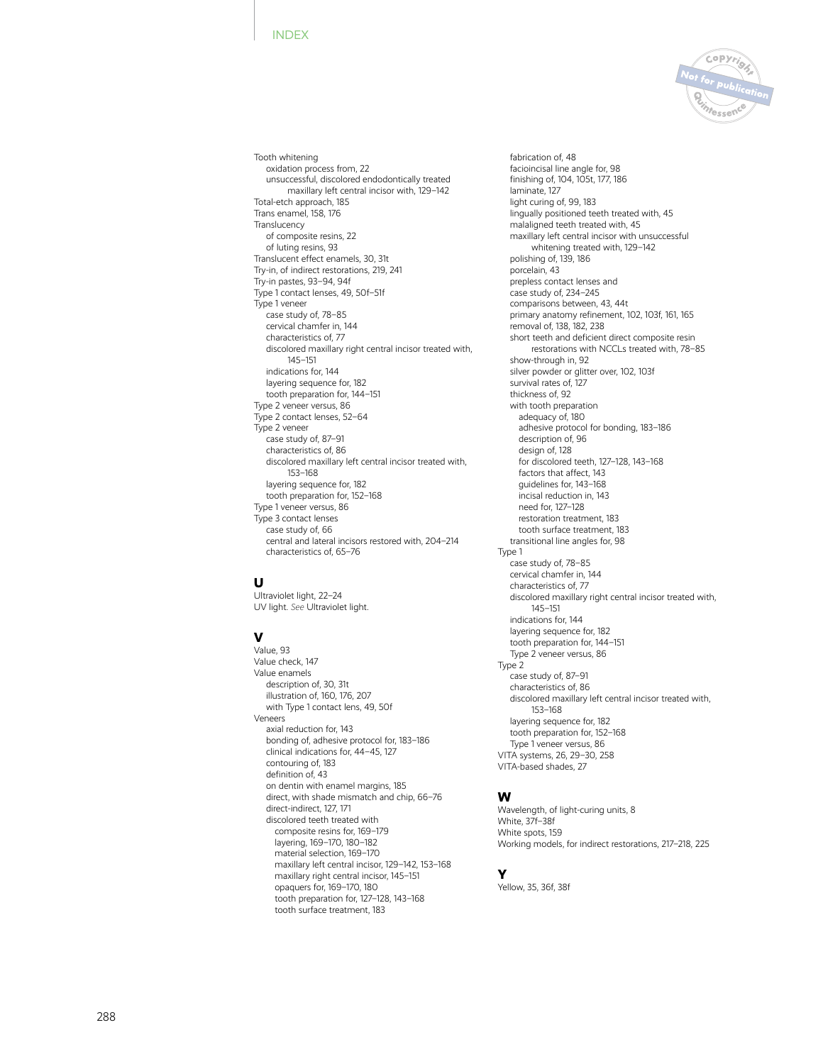Tooth whitening
- oxidation process from, 22
- unsuccessful, discolored endodontically treated maxillary left central incisor with, 129–142

Total-etch approach, 185
Trans enamel, 158, 176
Translucency
- of composite resins, 22
- of luting resins, 93

Translucent effect enamels, 30, 31t
Try-in, of indirect restorations, 219, 241
Try-in pastes, 93–94, 94f
Type 1 contact lenses, 49, 50f–51f
Type 1 veneer
- case study of, 78–85
- cervical chamfer in, 144
- characteristics of, 77
- discolored maxillary right central incisor treated with, 145–151
- indications for, 144
- layering sequence for, 182
- tooth preparation for, 144–151
- Type 2 veneer versus, 86

Type 2 contact lenses, 52–64
Type 2 veneer
- case study of, 87–91
- characteristics of, 86
- discolored maxillary left central incisor treated with, 153–168
- layering sequence for, 182
- tooth preparation for, 152–168
- Type 1 veneer versus, 86

Type 3 contact lenses
- case study of, 66
- central and lateral incisors restored with, 204–214
- characteristics of, 65–76

## U

Ultraviolet light, 22–24
UV light. *See* Ultraviolet light.

## V

Value, 93
Value check, 147
Value enamels
- description of, 30, 31t
- illustration of, 160, 176, 207
- with Type 1 contact lens, 49, 50f

Veneers
- axial reduction for, 143
- bonding of, adhesive protocol for, 183–186
- clinical indications for, 44–45, 127
- contouring of, 183
- definition of, 43
- on dentin with enamel margins, 185
- direct, with shade mismatch and chip, 66–76
- direct-indirect, 127, 171
- discolored teeth treated with
  - composite resins for, 169–179
  - layering, 169–170, 180–182
  - material selection, 169–170
  - maxillary left central incisor, 129–142, 153–168
  - maxillary right central incisor, 145–151
  - opaquers for, 169–170, 180
  - tooth preparation for, 127–128, 143–168
  - tooth surface treatment, 183
- fabrication of, 48
- facioincisal line angle for, 98
- finishing of, 104, 105t, 177, 186
- laminate, 127
- light curing of, 99, 183
- lingually positioned teeth treated with, 45
- malaligned teeth treated with, 45
- maxillary left central incisor with unsuccessful whitening treated with, 129–142
- polishing of, 139, 186
- porcelain, 43
- prepless contact lenses and
  - case study of, 234–245
  - comparisons between, 43, 44t
- primary anatomy refinement, 102, 103f, 161, 165
- removal of, 138, 182, 238
- short teeth and deficient direct composite resin restorations with NCCLs treated with, 78–85
- show-through in, 92
- silver powder or glitter over, 102, 103f
- survival rates of, 127
- thickness of, 92
- with tooth preparation
  - adequacy of, 180
  - adhesive protocol for bonding, 183–186
  - description of, 96
  - design of, 128
  - for discolored teeth, 127–128, 143–168
  - factors that affect, 143
  - guidelines for, 143–168
  - incisal reduction in, 143
  - need for, 127–128
  - restoration treatment, 183
  - tooth surface treatment, 183
- transitional line angles for, 98
- Type 1
  - case study of, 78–85
  - cervical chamfer in, 144
  - characteristics of, 77
  - discolored maxillary right central incisor treated with, 145–151
  - indications for, 144
  - layering sequence for, 182
  - tooth preparation for, 144–151
  - Type 2 veneer versus, 86
- Type 2
  - case study of, 87–91
  - characteristics of, 86
  - discolored maxillary left central incisor treated with, 153–168
  - layering sequence for, 182
  - tooth preparation for, 152–168
  - Type 1 veneer versus, 86

VITA systems, 26, 29–30, 258
VITA-based shades, 27

## W

Wavelength, of light-curing units, 8
White, 37f–38f
White spots, 159
Working models, for indirect restorations, 217–218, 225

## Y

Yellow, 35, 36f, 38f